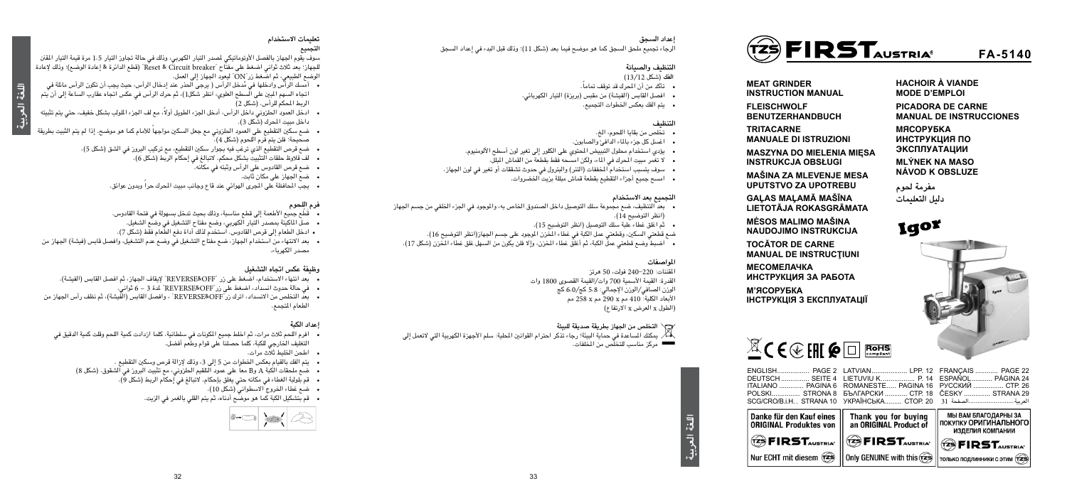## تعليمات الاستخدام

### التجميع

سوف يقوم الجهاز بالفصل الأوتوماتيكي لمصدر التيار الكهربي، وذلك في حالة تجاوز التيار 1.5 مرة قيمة التيار المقنن للجهاز؛ بعد ثلاث ثواني اضغط على مفتاح "Reset & Circuit breaker" (قطع الدائرة & إعادة الوضع)؛ وذلك لإعادة الوضع الطبيعي، ثم اضغط زر"ON" ليعود الجهاز إلى العمل.

- أمسك الرأس وادخلها في مُدخل الرأس ( يرجى الحذر عند إدخال الرأس، حيث يجب أن تكون الرأس مائلة في اتجاه السهم المبين على السطح العلوي، انظر شكل1)، ثم حرك الرأس في عكس اتجاه عقارب الساعة إلى أن يتم الربط المحكم للرأس. (شكل 2)
- ادخل العمود الحلزوني داخل الرأس، أدخل الجزء الطويل أولاً، مع لف الجزء الملوى بشكل خفيف، حتى يتم تثبيته داخل مبيت المحرك (شكل 3).
- ضع سكين التقطيع على العمود الحلزوني مع جعل السكين مواجهاً للأمام كما هو موضح. إذا لم يتم التثبيت بطريقة صحيحة؛ فلن يتم فرم اللحوم (شكل 4).
- ضع قرص التقطيع الذي ترغب فيه بجوار سكين التقطيع، مع تركيب البروز في الشق (شكل 5).
- لف قلاووظ حلقات التثبيت بشكل محكم، لاتبالغ في إحكام الربط (شكل 6).
- ضع قرص القادوس على الرأس وثبته في مكانه.
- ضع الجهاز على مكان ثابت.
- يجب المحافظة على المجرى الهوائي عند قاع وجانب مبيت المحرك حراً وبدون عوائق.

### فرم اللحوم

- قطّع جميع الأطعمة إلى قطع مناسبة، وذلك بحيث تدخل بسهولة في فتحة القادوس.
- صل الماكينة بمصدر التيار الكهربي، وضع مفتاح التشغيل في وضع التشغيل.
- ادخل الطعام إلى قرص القادوس، استخدم لذلك أداة دفع الطعام فقط (شكل 7).
- بعد الانتهاء من استخدام الجهاز، ضع مفتاح التشغيل في وضع عدم التشغيل، وافصل قابس (فيشة) الجهاز من مصدر الكهرباء.

### وظيفة عكس اتجاه التشغيل

- بعد انتهاء الاستخدام، اضغط على زر "REVERSE&OFF" لإيقاف الجهاز، ثم افصل القابس (الفيشة).
- في حالة حدوث انسداد، اضغط على زر"REVERSE&OFF" لمدة 3 – 6 ثواني.
- بعد التخلص من الانسداد، اترك زر"REVERSE&OFF"، وافصل القابس (الفيشة)، ثم نظف رأس الجهاز من الطعام المتجمع.

### إعداد الكبة

- افرم اللحم ثلاث مرات، ثم اخلط جميع المكونات في سلطانية. كلما ازدادت كمية اللحم وقلت كمية الدقيق في التغليف الخارجي للكبة، كلما حصلنا على قوام وطعم أفضل.
- اطحن الخليط ثلاث مرات.
- يتم الفك بالقيام بعكس الخطوات من 5 إلى 3، وذلك لإزالة قرص وسكين التقطيع.
- ضع ملحقات الكبة $B_3$ A معاً على عمود التلقيم الحلزوني، مع تثبيت البروز في الشقوق. (شكل 8)
- قم بلولبة الغطاء في مكانه حتى يغلق بإحكام، لاتبالغ في إحكام الربط (شكل 9).
- ضع غطاء الخروج الاسطواني (شكل 10).
- قم بتشكيل الكبة كما هو موضح أدناه، ثم يتم القلي بالغمر في الزيت.

### إعداد السجق

الرجاء تجميع ملحق السجق كما هو موضح فيما بعد (شكل 11)؛ وذلك قبل البدء في إعداد السجق

### التنظيف والصيانة

**الفك** (شكل 12/13)

- تأكد من أن المحرك قد توقف تماماً.
- افصل القابس (الفيشة) من مقبس (بريزة) التيار الكهربائي.
- يتم الفك بعكس الخطوات التجميع.

### التنظيف

- تخلّص من بقايا اللحوم، الخ.
- اغسل كل جزء بالماء الدافئ والصابون.
- يؤدي استخدام محلول التبييض المحتوي على الكلور إلى تغير لون أسطح الألومنيوم.
- لا تغمر مبيت المحرك في الماء، ولكن امسحه فقط بقطعة من القماش المبلل.
- سوف يتسبب استخدام المخففات (الأثير) والبترول في حدوث تشققات أو تغير في لون الجهاز.
- امسح جميع أجزاء التقطيع بقطعة قماش مبللة بزيت الخضروات.

### التجميع بعد الاستخدام

- بعد التنظيف، ضع مجموعة سلك التوصيل داخل الصندوق الخاص به، والموجود في الجزء الخلفي من جسم الجهاز (انظر التوضيح 14).
- ثم اغلق غطاء علبة سلك التوصيل (انظر التوضيح 15).

ضع قطعتي السكين، وقطعتي عمل الكبة في غطاء المخزن الموجود على جسم الجهاز(انظر التوضيح 16).

- اضبط وضع قطعتي عمل الكبة، ثم أغلق غطاء المخزن، وإلا فلن يكون من السهل غلق غطاء المخزن (شكل 17).

### المواصفات

المقننات: 220–240 فولت، 50 هرتز
القدرة: القيمة الأسمية 700 وات/القيمة القصوى 1800 وات
الوزن الصافي/الوزن الإجمالي: 5.8 كج/6.0 كج
الأبعاد الكلية: 410 مم x 290 مم x 258 مم
(الطول x العرض x الارتفاع)

### التخلص من الجهاز بطريقة صديقة للبيئة

يمكنك المساعدة في حماية البيئة! رجاء تذكر احترام القوانين المحلية: سلم الأجهزة الكهربية التي لاتعمل إلى مركز مناسب للتخلص من المخلفات.

---

# FIRST AUSTRIA FA-5140

**MEAT GRINDER INSTRUCTION MANUAL**

**FLEISCHWOLF BENUTZERHANDBUCH**

**TRITACARNE MANUALE DI ISTRUZIONI**

**MASZYNA DO MIELENIA MIĘSA INSTRUKCJA OBSŁUGI**

**MAŠINA ZA MLEVENJE MESA UPUTSTVO ZA UPOTREBU**

**GAĻAS MAĻAMĀ MAŠĪNA LIETOTĀJA ROKASGRĀMATA**

**MĖSOS MALIMO MAŠINA NAUDOJIMO INSTRUKCIJA**

**TOCĂTOR DE CARNE MANUAL DE INSTRUCŢIUNI**

**МЕСОМЕЛАЧКА ИНСТРУКЦИЯ ЗА РАБОТА**

**М'ЯСОРУБКА ІНСТРУКЦІЯ З ЕКСПЛУАТАЦІЇ**

**HACHOIR À VIANDE MODE D'EMPLOI**

**PICADORA DE CARNE MANUAL DE INSTRUCCIONES**

**МЯСОРУБКА ИНСТРУКЦИЯ ПО ЭКСПЛУАТАЦИИ**

**MLÝNEK NA MASO NÁVOD K OBSLUZE**

**مفرمة لحوم**
**دليل التعليمات**

Igor

| | | |
|---|---|---|
| ENGLISH................. PAGE 2 | LATVIAN.................. LPP. 12 | FRANÇAIS ............ PAGE 22 |
| DEUTSCH ............... SEITE 4 | LIETUVIU K................ P. 14 | ESPAÑOL.............. PÁGINA 24 |
| ITALIANO ............. PAGINA 6 | ROMANESTE...... PAGINA 16 | РУССКИЙ ................ СТР. 26 |
| POLSKI............... STRONA 8 | БЪЛГАРСКИ ............ СТР. 18 | ČESKY .............. STRANA 29 |
| SCG/CRO/B.i.H.. STRANA 10 | УКРАЇНСЬКА......... СТОР. 20 | العربية........................الصفحة 31 |

Danke für den Kauf eines ORIGINAL Produktes von FIRST AUSTRIA — Nur ECHT mit diesem TZS

Thank you for buying an ORIGINAL Product of FIRST AUSTRIA — Only GENUINE with this TZS

МЫ ВАМ БЛАГОДАРНЫ ЗА ПОКУПКУ ОРИГИНАЛЬНОГО ИЗДЕЛИЯ КОМПАНИИ FIRST AUSTRIA — ТОЛЬКО ПОДЛИННИКИ С ЭТИМ TZS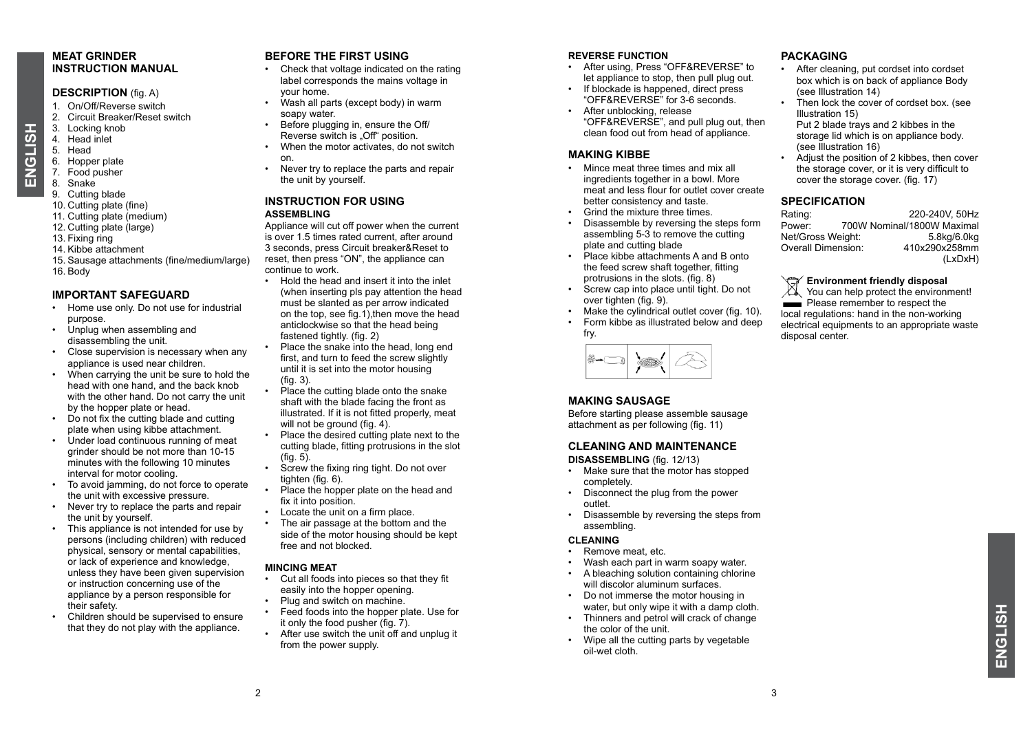# MEAT GRINDER
# INSTRUCTION MANUAL

## DESCRIPTION (fig. A)

1. On/Off/Reverse switch
2. Circuit Breaker/Reset switch
3. Locking knob
4. Head inlet
5. Head
6. Hopper plate
7. Food pusher
8. Snake
9. Cutting blade
10. Cutting plate (fine)
11. Cutting plate (medium)
12. Cutting plate (large)
13. Fixing ring
14. Kibbe attachment
15. Sausage attachments (fine/medium/large)
16. Body

## IMPORTANT SAFEGUARD

- Home use only. Do not use for industrial purpose.
- Unplug when assembling and disassembling the unit.
- Close supervision is necessary when any appliance is used near children.
- When carrying the unit be sure to hold the head with one hand, and the back knob with the other hand. Do not carry the unit by the hopper plate or head.
- Do not fix the cutting blade and cutting plate when using kibbe attachment.
- Under load continuous running of meat grinder should be not more than 10-15 minutes with the following 10 minutes interval for motor cooling.
- To avoid jamming, do not force to operate the unit with excessive pressure.
- Never try to replace the parts and repair the unit by yourself.
- This appliance is not intended for use by persons (including children) with reduced physical, sensory or mental capabilities, or lack of experience and knowledge, unless they have been given supervision or instruction concerning use of the appliance by a person responsible for their safety.
- Children should be supervised to ensure that they do not play with the appliance.

## BEFORE THE FIRST USING

- Check that voltage indicated on the rating label corresponds the mains voltage in your home.
- Wash all parts (except body) in warm soapy water.
- Before plugging in, ensure the Off/ Reverse switch is „Off" position.
- When the motor activates, do not switch on.
- Never try to replace the parts and repair the unit by yourself.

## INSTRUCTION FOR USING

### ASSEMBLING

Appliance will cut off power when the current is over 1.5 times rated current, after around 3 seconds, press Circuit breaker&Reset to reset, then press "ON", the appliance can continue to work.

- Hold the head and insert it into the inlet (when inserting pls pay attention the head must be slanted as per arrow indicated on the top, see fig.1),then move the head anticlockwise so that the head being fastened tightly. (fig. 2)
- Place the snake into the head, long end first, and turn to feed the screw slightly until it is set into the motor housing (fig. 3).
- Place the cutting blade onto the snake shaft with the blade facing the front as illustrated. If it is not fitted properly, meat will not be ground (fig. 4).
- Place the desired cutting plate next to the cutting blade, fitting protrusions in the slot (fig. 5).
- Screw the fixing ring tight. Do not over tighten (fig. 6).
- Place the hopper plate on the head and fix it into position.
- Locate the unit on a firm place.
- The air passage at the bottom and the side of the motor housing should be kept free and not blocked.

### MINCING MEAT

- Cut all foods into pieces so that they fit easily into the hopper opening.
- Plug and switch on machine.
- Feed foods into the hopper plate. Use for it only the food pusher (fig. 7).
- After use switch the unit off and unplug it from the power supply.

### REVERSE FUNCTION

- After using, Press "OFF&REVERSE" to let appliance to stop, then pull plug out.
- If blockade is happened, direct press "OFF&REVERSE" for 3-6 seconds.
- After unblocking, release "OFF&REVERSE", and pull plug out, then clean food out from head of appliance.

## MAKING KIBBE

- Mince meat three times and mix all ingredients together in a bowl. More meat and less flour for outlet cover create better consistency and taste.
- Grind the mixture three times.
- Disassemble by reversing the steps form assembling 5-3 to remove the cutting plate and cutting blade
- Place kibbe attachments A and B onto the feed screw shaft together, fitting protrusions in the slots. (fig. 8)
- Screw cap into place until tight. Do not over tighten (fig. 9).
- Make the cylindrical outlet cover (fig. 10).
- Form kibbe as illustrated below and deep fry.

## MAKING SAUSAGE

Before starting please assemble sausage attachment as per following (fig. 11)

## CLEANING AND MAINTENANCE

### DISASSEMBLING (fig. 12/13)

- Make sure that the motor has stopped completely.
- Disconnect the plug from the power outlet.
- Disassemble by reversing the steps from assembling.

### CLEANING

- Remove meat, etc.
- Wash each part in warm soapy water.
- A bleaching solution containing chlorine will discolor aluminum surfaces.
- Do not immerse the motor housing in water, but only wipe it with a damp cloth.
- Thinners and petrol will crack of change the color of the unit.
- Wipe all the cutting parts by vegetable oil-wet cloth.

## PACKAGING

- After cleaning, put cordset into cordset box which is on back of appliance Body (see Illustration 14)
- Then lock the cover of cordset box. (see Illustration 15)
  Put 2 blade trays and 2 kibbes in the storage lid which is on appliance body. (see Illustration 16)
- Adjust the position of 2 kibbes, then cover the storage cover, or it is very difficult to cover the storage cover. (fig. 17)

## SPECIFICATION

| | |
|---|---|
| Rating: | 220-240V, 50Hz |
| Power: | 700W Nominal/1800W Maximal |
| Net/Gross Weight: | 5.8kg/6.0kg |
| Overall Dimension: | 410x290x258mm (LxDxH) |

**Environment friendly disposal**

You can help protect the environment! Please remember to respect the local regulations: hand in the non-working electrical equipments to an appropriate waste disposal center.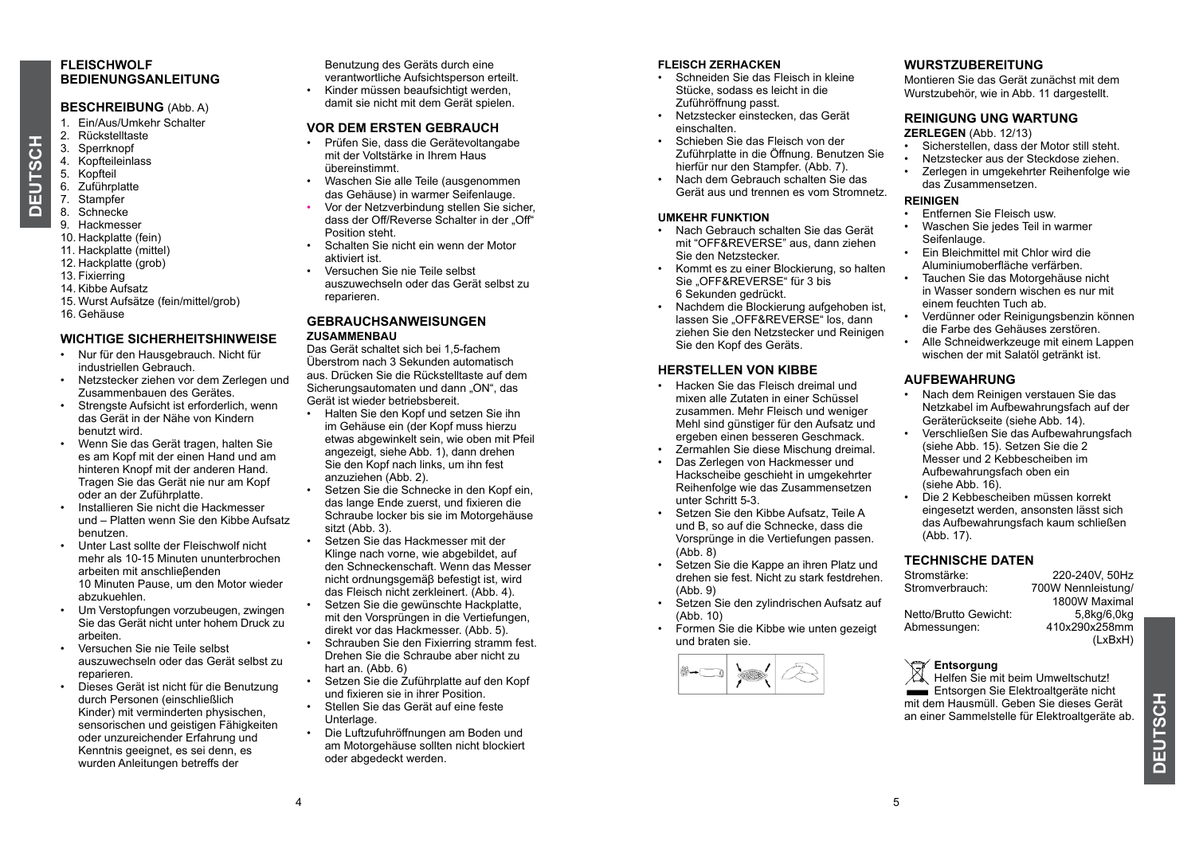# FLEISCHWOLF BEDIENUNGSANLEITUNG

## BESCHREIBUNG (Abb. A)

1. Ein/Aus/Umkehr Schalter
2. Rückstelltaste
3. Sperrknopf
4. Kopfteileinlass
5. Kopfteil
6. Zuführplatte
7. Stampfer
8. Schnecke
9. Hackmesser
10. Hackplatte (fein)
11. Hackplatte (mittel)
12. Hackplatte (grob)
13. Fixierring
14. Kibbe Aufsatz
15. Wurst Aufsätze (fein/mittel/grob)
16. Gehäuse

## WICHTIGE SICHERHEITSHINWEISE

- Nur für den Hausgebrauch. Nicht für industriellen Gebrauch.
- Netzstecker ziehen vor dem Zerlegen und Zusammenbauen des Gerätes.
- Strengste Aufsicht ist erforderlich, wenn das Gerät in der Nähe von Kindern benutzt wird.
- Wenn Sie das Gerät tragen, halten Sie es am Kopf mit der einen Hand und am hinteren Knopf mit der anderen Hand. Tragen Sie das Gerät nie nur am Kopf oder an der Zuführplatte.
- Installieren Sie nicht die Hackmesser und – Platten wenn Sie den Kibbe Aufsatz benutzen.
- Unter Last sollte der Fleischwolf nicht mehr als 10-15 Minuten ununterbrochen arbeiten mit anschlieβenden 10 Minuten Pause, um den Motor wieder abzukuehlen.
- Um Verstopfungen vorzubeugen, zwingen Sie das Gerät nicht unter hohem Druck zu arbeiten.
- Versuchen Sie nie Teile selbst auszuwechseln oder das Gerät selbst zu reparieren.
- Dieses Gerät ist nicht für die Benutzung durch Personen (einschließlich Kinder) mit verminderten physischen, sensorischen und geistigen Fähigkeiten oder unzureichender Erfahrung und Kenntnis geeignet, es sei denn, es wurden Anleitungen betreffs der Benutzung des Geräts durch eine verantwortliche Aufsichtsperson erteilt.
- Kinder müssen beaufsichtigt werden, damit sie nicht mit dem Gerät spielen.

## VOR DEM ERSTEN GEBRAUCH

- Prüfen Sie, dass die Gerätevoltangabe mit der Voltstärke in Ihrem Haus übereinstimmt.
- Waschen Sie alle Teile (ausgenommen das Gehäuse) in warmer Seifenlauge.
- Vor der Netzverbindung stellen Sie sicher, dass der Off/Reverse Schalter in der „Off" Position steht.
- Schalten Sie nicht ein wenn der Motor aktiviert ist.
- Versuchen Sie nie Teile selbst auszuwechseln oder das Gerät selbst zu reparieren.

## GEBRAUCHSANWEISUNGEN

### ZUSAMMENBAU

Das Gerät schaltet sich bei 1,5-fachem Überstrom nach 3 Sekunden automatisch aus. Drücken Sie die Rückstelltaste auf dem Sicherungsautomaten und dann „ON", das Gerät ist wieder betriebsbereit.

- Halten Sie den Kopf und setzen Sie ihn im Gehäuse ein (der Kopf muss hierzu etwas abgewinkelt sein, wie oben mit Pfeil angezeigt, siehe Abb. 1), dann drehen Sie den Kopf nach links, um ihn fest anzuziehen (Abb. 2).
- Setzen Sie die Schnecke in den Kopf ein, das lange Ende zuerst, und fixieren die Schraube locker bis sie im Motorgehäuse sitzt (Abb. 3).
- Setzen Sie das Hackmesser mit der Klinge nach vorne, wie abgebildet, auf den Schneckenschaft. Wenn das Messer nicht ordnungsgemäβ befestigt ist, wird das Fleisch nicht zerkleinert. (Abb. 4).
- Setzen Sie die gewünschte Hackplatte, mit den Vorsprüngen in die Vertiefungen, direkt vor das Hackmesser. (Abb. 5).
- Schrauben Sie den Fixierring stramm fest. Drehen Sie die Schraube aber nicht zu hart an. (Abb. 6)
- Setzen Sie die Zuführplatte auf den Kopf und fixieren sie in ihrer Position.
- Stellen Sie das Gerät auf eine feste Unterlage.
- Die Luftzufuhröffnungen am Boden und am Motorgehäuse sollten nicht blockiert oder abgedeckt werden.

### FLEISCH ZERHACKEN

- Schneiden Sie das Fleisch in kleine Stücke, sodass es leicht in die Zuführöffnung passt.
- Netzstecker einstecken, das Gerät einschalten.
- Schieben Sie das Fleisch von der Zuführplatte in die Öffnung. Benutzen Sie hierfür nur den Stampfer. (Abb. 7).
- Nach dem Gebrauch schalten Sie das Gerät aus und trennen es vom Stromnetz.

### UMKEHR FUNKTION

- Nach Gebrauch schalten Sie das Gerät mit "OFF&REVERSE" aus, dann ziehen Sie den Netzstecker.
- Kommt es zu einer Blockierung, so halten Sie „OFF&REVERSE" für 3 bis 6 Sekunden gedrückt.
- Nachdem die Blockierung aufgehoben ist, lassen Sie „OFF&REVERSE" los, dann ziehen Sie den Netzstecker und Reinigen Sie den Kopf des Geräts.

## HERSTELLEN VON KIBBE

- Hacken Sie das Fleisch dreimal und mixen alle Zutaten in einer Schüssel zusammen. Mehr Fleisch und weniger Mehl sind günstiger für den Aufsatz und ergeben einen besseren Geschmack.
- Zermahlen Sie diese Mischung dreimal.
- Das Zerlegen von Hackmesser und Hackscheibe geschieht in umgekehrter Reihenfolge wie das Zusammensetzen unter Schritt 5-3.
- Setzen Sie den Kibbe Aufsatz, Teile A und B, so auf die Schnecke, dass die Vorsprünge in die Vertiefungen passen. (Abb. 8)
- Setzen Sie die Kappe an ihren Platz und drehen sie fest. Nicht zu stark festdrehen. (Abb. 9)
- Setzen Sie den zylindrischen Aufsatz auf (Abb. 10)
- Formen Sie die Kibbe wie unten gezeigt und braten sie.

## WURSTZUBEREITUNG

Montieren Sie das Gerät zunächst mit dem Wurstzubehör, wie in Abb. 11 dargestellt.

## REINIGUNG UNG WARTUNG

### ZERLEGEN (Abb. 12/13)

- Sicherstellen, dass der Motor still steht.
- Netzstecker aus der Steckdose ziehen.
- Zerlegen in umgekehrter Reihenfolge wie das Zusammensetzen.

### REINIGEN

- Entfernen Sie Fleisch usw.
- Waschen Sie jedes Teil in warmer Seifenlauge.
- Ein Bleichmittel mit Chlor wird die Aluminiumoberfläche verfärben.
- Tauchen Sie das Motorgehäuse nicht in Wasser sondern wischen es nur mit einem feuchten Tuch ab.
- Verdünner oder Reinigungsbenzin können die Farbe des Gehäuses zerstören.
- Alle Schneidwerkzeuge mit einem Lappen wischen der mit Salatöl getränkt ist.

## AUFBEWAHRUNG

- Nach dem Reinigen verstauen Sie das Netzkabel im Aufbewahrungsfach auf der Geräterückseite (siehe Abb. 14).
- Verschließen Sie das Aufbewahrungsfach (siehe Abb. 15). Setzen Sie die 2 Messer und 2 Kebbescheiben im Aufbewahrungsfach oben ein (siehe Abb. 16).
- Die 2 Kebbescheiben müssen korrekt eingesetzt werden, ansonsten lässt sich das Aufbewahrungsfach kaum schließen (Abb. 17).

## TECHNISCHE DATEN

| | |
|---|---|
| Stromstärke: | 220-240V, 50Hz |
| Stromverbrauch: | 700W Nennleistung/ 1800W Maximal |
| Netto/Brutto Gewicht: | 5,8kg/6,0kg |
| Abmessungen: | 410x290x258mm (LxBxH) |

**Entsorgung**

Helfen Sie mit beim Umweltschutz! Entsorgen Sie Elektroaltgeräte nicht mit dem Hausmüll. Geben Sie dieses Gerät an einer Sammelstelle für Elektroaltgeräte ab.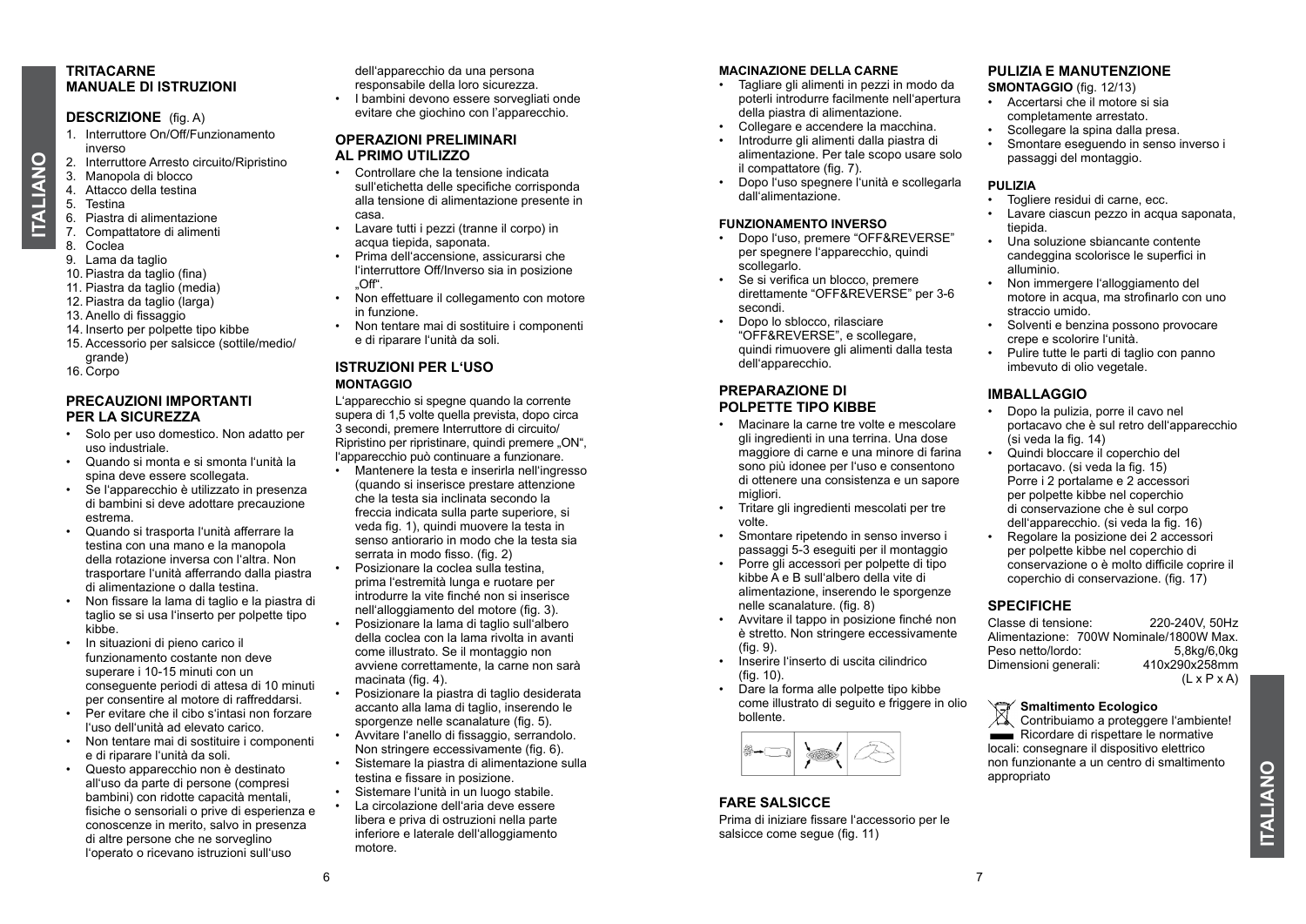# TRITACARNE
# MANUALE DI ISTRUZIONI

## DESCRIZIONE (fig. A)

1. Interruttore On/Off/Funzionamento inverso
2. Interruttore Arresto circuito/Ripristino
3. Manopola di blocco
4. Attacco della testina
5. Testina
6. Piastra di alimentazione
7. Compattatore di alimenti
8. Coclea
9. Lama da taglio
10. Piastra da taglio (fina)
11. Piastra da taglio (media)
12. Piastra da taglio (larga)
13. Anello di fissaggio
14. Inserto per polpette tipo kibbe
15. Accessorio per salsicce (sottile/medio/grande)
16. Corpo

## PRECAUZIONI IMPORTANTI PER LA SICUREZZA

- Solo per uso domestico. Non adatto per uso industriale.
- Quando si monta e si smonta l'unità la spina deve essere scollegata.
- Se l'apparecchio è utilizzato in presenza di bambini si deve adottare precauzione estrema.
- Quando si trasporta l'unità afferrare la testina con una mano e la manopola della rotazione inversa con l'altra. Non trasportare l'unità afferrando dalla piastra di alimentazione o dalla testina.
- Non fissare la lama di taglio e la piastra di taglio se si usa l'inserto per polpette tipo kibbe.
- In situazioni di pieno carico il funzionamento costante non deve superare i 10-15 minuti con un conseguente periodi di attesa di 10 minuti per consentire al motore di raffreddarsi.
- Per evitare che il cibo s'intasi non forzare l'uso dell'unità ad elevato carico.
- Non tentare mai di sostituire i componenti e di riparare l'unità da soli.
- Questo apparecchio non è destinato all'uso da parte di persone (compresi bambini) con ridotte capacità mentali, fisiche o sensoriali o prive di esperienza e conoscenze in merito, salvo in presenza di altre persone che ne sorveglino l'operato o ricevano istruzioni sull'uso dell'apparecchio da una persona responsabile della loro sicurezza.
- I bambini devono essere sorvegliati onde evitare che giochino con l'apparecchio.

## OPERAZIONI PRELIMINARI AL PRIMO UTILIZZO

- Controllare che la tensione indicata sull'etichetta delle specifiche corrisponda alla tensione di alimentazione presente in casa.
- Lavare tutti i pezzi (tranne il corpo) in acqua tiepida, saponata.
- Prima dell'accensione, assicurarsi che l'interruttore Off/Inverso sia in posizione „Off".
- Non effettuare il collegamento con motore in funzione.
- Non tentare mai di sostituire i componenti e di riparare l'unità da soli.

## ISTRUZIONI PER L'USO

### MONTAGGIO

L'apparecchio si spegne quando la corrente supera di 1,5 volte quella prevista, dopo circa 3 secondi, premere Interruttore di circuito/Ripristino per ripristinare, quindi premere „ON", l'apparecchio può continuare a funzionare.

- Mantenere la testa e inserirla nell'ingresso (quando si inserisce prestare attenzione che la testa sia inclinata secondo la freccia indicata sulla parte superiore, si veda fig. 1), quindi muovere la testa in senso antiorario in modo che la testa sia serrata in modo fisso. (fig. 2)
- Posizionare la coclea sulla testina, prima l'estremità lunga e ruotare per introdurre la vite finché non si inserisce nell'alloggiamento del motore (fig. 3).
- Posizionare la lama di taglio sull'albero della coclea con la lama rivolta in avanti come illustrato. Se il montaggio non avviene correttamente, la carne non sarà macinata (fig. 4).
- Posizionare la piastra di taglio desiderata accanto alla lama di taglio, inserendo le sporgenze nelle scanalature (fig. 5).
- Avvitare l'anello di fissaggio, serrandolo. Non stringere eccessivamente (fig. 6).
- Sistemare la piastra di alimentazione sulla testina e fissare in posizione.
- Sistemare l'unità in un luogo stabile.
- La circolazione dell'aria deve essere libera e priva di ostruzioni nella parte inferiore e laterale dell'alloggiamento motore.

### MACINAZIONE DELLA CARNE

- Tagliare gli alimenti in pezzi in modo da poterli introdurre facilmente nell'apertura della piastra di alimentazione.
- Collegare e accendere la macchina.
- Introdurre gli alimenti dalla piastra di alimentazione. Per tale scopo usare solo il compattatore (fig. 7).
- Dopo l'uso spegnere l'unità e scollegarla dall'alimentazione.

### FUNZIONAMENTO INVERSO

- Dopo l'uso, premere "OFF&REVERSE" per spegnere l'apparecchio, quindi scollegarlo.
- Se si verifica un blocco, premere direttamente "OFF&REVERSE" per 3-6 secondi.
- Dopo lo sblocco, rilasciare "OFF&REVERSE", e scollegare, quindi rimuovere gli alimenti dalla testa dell'apparecchio.

## PREPARAZIONE DI POLPETTE TIPO KIBBE

- Macinare la carne tre volte e mescolare gli ingredienti in una terrina. Una dose maggiore di carne e una minore di farina sono più idonee per l'uso e consentono di ottenere una consistenza e un sapore migliori.
- Tritare gli ingredienti mescolati per tre volte.
- Smontare ripetendo in senso inverso i passaggi 5-3 eseguiti per il montaggio
- Porre gli accessori per polpette di tipo kibbe A e B sull'albero della vite di alimentazione, inserendo le sporgenze nelle scanalature. (fig. 8)
- Avvitare il tappo in posizione finché non è stretto. Non stringere eccessivamente (fig. 9).
- Inserire l'inserto di uscita cilindrico (fig. 10).
- Dare la forma alle polpette tipo kibbe come illustrato di seguito e friggere in olio bollente.

## FARE SALSICCE

Prima di iniziare fissare l'accessorio per le salsicce come segue (fig. 11)

## PULIZIA E MANUTENZIONE

**SMONTAGGIO** (fig. 12/13)

- Accertarsi che il motore si sia completamente arrestato.
- Scollegare la spina dalla presa.
- Smontare eseguendo in senso inverso i passaggi del montaggio.

### PULIZIA

- Togliere residui di carne, ecc.
- Lavare ciascun pezzo in acqua saponata, tiepida.
- Una soluzione sbiancante contente candeggina scolorisce le superfici in alluminio.
- Non immergere l'alloggiamento del motore in acqua, ma strofinarlo con uno straccio umido.
- Solventi e benzina possono provocare crepe e scolorire l'unità.
- Pulire tutte le parti di taglio con panno imbevuto di olio vegetale.

## IMBALLAGGIO

- Dopo la pulizia, porre il cavo nel portacavo che è sul retro dell'apparecchio (si veda la fig. 14)
- Quindi bloccare il coperchio del portacavo. (si veda la fig. 15) Porre i 2 portalame e 2 accessori per polpette kibbe nel coperchio di conservazione che è sul corpo dell'apparecchio. (si veda la fig. 16)
- Regolare la posizione dei 2 accessori per polpette kibbe nel coperchio di conservazione o è molto difficile coprire il coperchio di conservazione. (fig. 17)

## SPECIFICHE

| | |
|---|---|
| Classe di tensione: | 220-240V, 50Hz |
| Alimentazione: | 700W Nominale/1800W Max. |
| Peso netto/lordo: | 5,8kg/6,0kg |
| Dimensioni generali: | 410x290x258mm (L x P x A) |

**Smaltimento Ecologico**

Contribuiamo a proteggere l'ambiente! Ricordare di rispettare le normative locali: consegnare il dispositivo elettrico non funzionante a un centro di smaltimento appropriato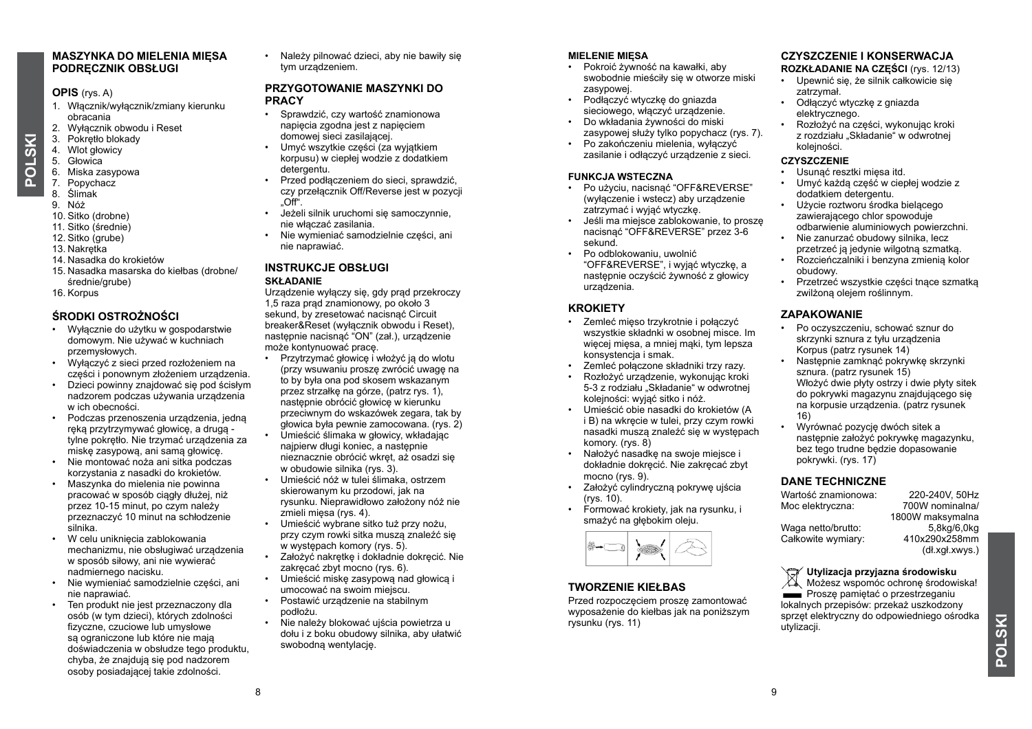# MASZYNKA DO MIELENIA MIĘSA PODRĘCZNIK OBSŁUGI

## OPIS (rys. A)

1. Włącznik/wyłącznik/zmiany kierunku obracania
2. Wyłącznik obwodu i Reset
3. Pokrętło blokady
4. Wlot głowicy
5. Głowica
6. Miska zasypowa
7. Popychacz
8. Ślimak
9. Nóż
10. Sitko (drobne)
11. Sitko (średnie)
12. Sitko (grube)
13. Nakrętka
14. Nasadka do krokietów
15. Nasadka masarska do kiełbas (drobne/średnie/grube)
16. Korpus

## ŚRODKI OSTROŻNOŚCI

- Wyłącznie do użytku w gospodarstwie domowym. Nie używać w kuchniach przemysłowych.
- Wyłączyć z sieci przed rozłożeniem na części i ponownym złożeniem urządzenia.
- Dzieci powinny znajdować się pod ścisłym nadzorem podczas używania urządzenia w ich obecności.
- Podczas przenoszenia urządzenia, jedną ręką przytrzymywać głowicę, a drugą - tylne pokrętło. Nie trzymać urządzenia za miskę zasypową, ani samą głowicę.
- Nie montować noża ani sitka podczas korzystania z nasadki do krokietów.
- Maszynka do mielenia nie powinna pracować w sposób ciągły dłużej, niż przez 10-15 minut, po czym należy przeznaczyć 10 minut na schłodzenie silnika.
- W celu uniknięcia zablokowania mechanizmu, nie obsługiwać urządzenia w sposób siłowy, ani nie wywierać nadmiernego nacisku.
- Nie wymieniać samodzielnie części, ani nie naprawiać.
- Ten produkt nie jest przeznaczony dla osób (w tym dzieci), których zdolności fizyczne, czuciowe lub umysłowe są ograniczone lub które nie mają doświadczenia w obsłudze tego produktu, chyba, że znajdują się pod nadzorem osoby posiadającej takie zdolności.
- Należy pilnować dzieci, aby nie bawiły się tym urządzeniem.

## PRZYGOTOWANIE MASZYNKI DO PRACY

- Sprawdzić, czy wartość znamionowa napięcia zgodna jest z napięciem domowej sieci zasilającej.
- Umyć wszytkie części (za wyjątkiem korpusu) w ciepłej wodzie z dodatkiem detergentu.
- Przed podłączeniem do sieci, sprawdzić, czy przełącznik Off/Reverse jest w pozycji „Off".
- Jeżeli silnik uruchomi się samoczynnie, nie włączać zasilania.
- Nie wymieniać samodzielnie części, ani nie naprawiać.

## INSTRUKCJE OBSŁUGI

### SKŁADANIE

Urządzenie wyłączy się, gdy prąd przekroczy 1,5 raza prąd znamionowy, po około 3 sekund, by zresetować nacisnąć Circuit breaker&Reset (wyłącznik obwodu i Reset), następnie nacisnąć "ON" (zał.), urządzenie może kontynuować pracę.

- Przytrzymać głowicę i włożyć ją do wlotu (przy wsuwaniu proszę zwrócić uwagę na to by była ona pod skosem wskazanym przez strzałkę na górze, (patrz rys. 1), następnie obrócić głowicę w kierunku przeciwnym do wskazówek zegara, tak by głowica była pewnie zamocowana. (rys. 2)
- Umieścić ślimaka w głowicy, wkładając najpierw długi koniec, a następnie nieznacznie obrócić wkręt, aż osadzi się w obudowie silnika (rys. 3).
- Umieścić nóż w tulei ślimaka, ostrzem skierowanym ku przodowi, jak na rysunku. Nieprawidłowo założony nóż nie zmieli mięsa (rys. 4).
- Umieścić wybrane sitko tuż przy nożu, przy czym rowki sitka muszą znaleźć się w występach komory (rys. 5).
- Założyć nakrętkę i dokładnie dokręcić. Nie zakręcać zbyt mocno (rys. 6).
- Umieścić miskę zasypową nad głowicą i umocować na swoim miejscu.
- Postawić urządzenie na stabilnym podłożu.
- Nie należy blokować ujścia powietrza u dołu i z boku obudowy silnika, aby ułatwić swobodną wentylację.

### MIELENIE MIĘSA

- Pokroić żywność na kawałki, aby swobodnie mieściły się w otworze miski zasypowej.
- Podłączyć wtyczkę do gniazda sieciowego, włączyć urządzenie.
- Do wkładania żywności do miski zasypowej służy tylko popychacz (rys. 7).
- Po zakończeniu mielenia, wyłączyć zasilanie i odłączyć urządzenie z sieci.

### FUNKCJA WSTECZNA

- Po użyciu, nacisnąć "OFF&REVERSE" (wyłączenie i wstecz) aby urządzenie zatrzymać i wyjąć wtyczkę.
- Jeśli ma miejsce zablokowanie, to proszę nacisnąć "OFF&REVERSE" przez 3-6 sekund.
- Po odblokowaniu, uwolnić "OFF&REVERSE", i wyjąć wtyczkę, a następnie oczyścić żywność z głowicy urządzenia.

## KROKIETY

- Zemleć mięso trzykrotnie i połączyć wszystkie składniki w osobnej misce. Im więcej mięsa, a mniej mąki, tym lepsza konsystencja i smak.
- Zemleć połączone składniki trzy razy.
- Rozłożyć urządzenie, wykonując kroki 5-3 z rodziału „Składanie" w odwrotnej kolejności: wyjąć sitko i nóż.
- Umieścić obie nasadki do krokietów (A i B) na wkręcie w tulei, przy czym rowki nasadki muszą znaleźć się w występach komory. (rys. 8)
- Nałożyć nasadkę na swoje miejsce i dokładnie dokręcić. Nie zakręcać zbyt mocno (rys. 9).
- Założyć cylindryczną pokrywę ujścia (rys. 10).
- Formować krokiety, jak na rysunku, i smażyć na głębokim oleju.

## TWORZENIE KIEŁBAS

Przed rozpoczęciem proszę zamontować wyposażenie do kiełbas jak na poniższym rysunku (rys. 11)

## CZYSZCZENIE I KONSERWACJA

### ROZKŁADANIE NA CZĘŚCI (rys. 12/13)

- Upewnić się, że silnik całkowicie się zatrzymał.
- Odłączyć wtyczkę z gniazda elektrycznego.
- Rozłożyć na części, wykonując kroki z rozdziału „Składanie" w odwrotnej kolejności.

### CZYSZCZENIE

- Usunąć resztki mięsa itd.
- Umyć każdą część w ciepłej wodzie z dodatkiem detergentu.
- Użycie roztworu środka bielącego zawierającego chlor spowoduje odbarwienie aluminiowych powierzchni.
- Nie zanurzać obudowy silnika, lecz przetrzeć ją jedynie wilgotną szmatką.
- Rozcieńczalniki i benzyna zmienią kolor obudowy.
- Przetrzeć wszystkie części tnące szmatką zwilżoną olejem roślinnym.

## ZAPAKOWANIE

- Po oczyszczeniu, schować sznur do skrzynki sznura z tyłu urządzenia Korpus (patrz rysunek 14)
- Następnie zamknąć pokrywkę skrzynki sznura. (patrz rysunek 15) Włożyć dwie płyty ostrzy i dwie płyty sitek do pokrywki magazynu znajdującego się na korpusie urządzenia. (patrz rysunek 16)
- Wyrównać pozycję dwóch sitek a następnie założyć pokrywkę magazynku, bez tego trudne będzie dopasowanie pokrywki. (rys. 17)

## DANE TECHNICZNE

| | |
|---|---|
| Wartość znamionowa: | 220-240V, 50Hz |
| Moc elektryczna: | 700W nominalna/ 1800W maksymalna |
| Waga netto/brutto: | 5,8kg/6,0kg |
| Całkowite wymiary: | 410x290x258mm (dł.xgł.xwys.) |

**Utylizacja przyjazna środowisku**

Możesz wspomóc ochronę środowiska! Proszę pamiętać o przestrzeganiu lokalnych przepisów: przekaż uszkodzony sprzęt elektryczny do odpowiedniego ośrodka utylizacji.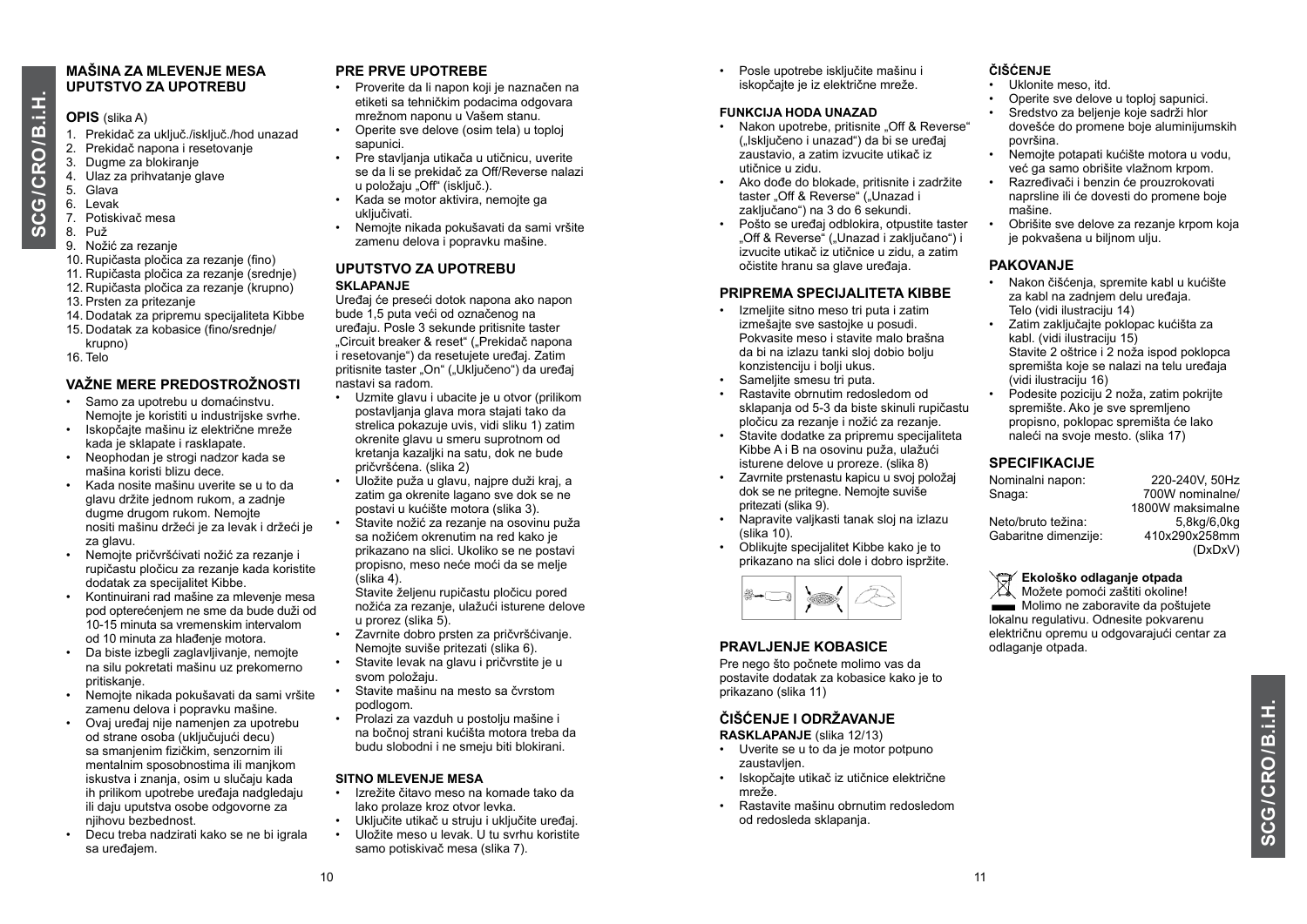## MAŠINA ZA MLEVENJE MESA
## UPUTSTVO ZA UPOTREBU

### OPIS (slika A)

1. Prekidač za uključ./isključ./hod unazad
2. Prekidač napona i resetovanje
3. Dugme za blokiranje
4. Ulaz za prihvatanje glave
5. Glava
6. Levak
7. Potiskivač mesa
8. Puž
9. Nožić za rezanje
10. Rupičasta pločica za rezanje (fino)
11. Rupičasta pločica za rezanje (srednje)
12. Rupičasta pločica za rezanje (krupno)
13. Prsten za pritezanje
14. Dodatak za pripremu specijaliteta Kibbe
15. Dodatak za kobasice (fino/srednje/krupno)
16. Telo

### VAŽNE MERE PREDOSTROŽNOSTI

- Samo za upotrebu u domaćinstvu. Nemojte je koristiti u industrijske svrhe.
- Iskopčajte mašinu iz električne mreže kada je sklapate i rasklapate.
- Neophodan je strogi nadzor kada se mašina koristi blizu dece.
- Kada nosite mašinu uverite se u to da glavu držite jednom rukom, a zadnje dugme drugom rukom. Nemojte nositi mašinu držeći je za levak i držeći je za glavu.
- Nemojte pričvršćivati nožić za rezanje i rupičastu pločicu za rezanje kada koristite dodatak za specijalitet Kibbe.
- Kontinuirani rad mašine za mlevenje mesa pod opterećenjem ne sme da bude duži od 10-15 minuta sa vremenskim intervalom od 10 minuta za hlađenje motora.
- Da biste izbegli zaglavljivanje, nemojte na silu pokretati mašinu uz prekomerno pritiskanje.
- Nemojte nikada pokušavati da sami vršite zamenu delova i popravku mašine.
- Ovaj uređaj nije namenjen za upotrebu od strane osoba (uključujući decu) sa smanjenim fizičkim, senzornim ili mentalnim sposobnostima ili manjkom iskustva i znanja, osim u slučaju kada ih prilikom upotrebe uređaja nadgledaju ili daju uputstva osobe odgovorne za njihovu bezbednost.
- Decu treba nadzirati kako se ne bi igrala sa uređajem.

### PRE PRVE UPOTREBE

- Proverite da li napon koji je naznačen na etiketi sa tehničkim podacima odgovara mrežnom naponu u Vašem stanu.
- Operite sve delove (osim tela) u toploj sapunici.
- Pre stavljanja utikača u utičnicu, uverite se da li se prekidač za Off/Reverse nalazi u položaju „Off" (isključ.).
- Kada se motor aktivira, nemojte ga uključivati.
- Nemojte nikada pokušavati da sami vršite zamenu delova i popravku mašine.

### UPUTSTVO ZA UPOTREBU

#### SKLAPANJE

Uređaj će preseći dotok napona ako napon bude 1,5 puta veći od označenog na uređaju. Posle 3 sekunde pritisnite taster „Circuit breaker & reset" („Prekidač napona i resetovanje") da resetujete uređaj. Zatim pritisnite taster „On" („Uključeno") da uređaj nastavi sa radom.

- Uzmite glavu i ubacite je u otvor (prilikom postavljanja glava mora stajati tako da strelica pokazuje uvis, vidi sliku 1) zatim okrenite glavu u smeru suprotnom od kretanja kazaljki na satu, dok ne bude pričvršćena. (slika 2)
- Uložite puža u glavu, najpre duži kraj, a zatim ga okrenite lagano sve dok se ne postavi u kućište motora (slika 3).
- Stavite nožić za rezanje na osovinu puža sa nožićem okrenutim na red kako je prikazano na slici. Ukoliko se ne postavi propisno, meso neće moći da se melje (slika 4).
  Stavite željenu rupičastu pločicu pored nožića za rezanje, ulažući isturene delove u prorez (slika 5).
- Zavrnite dobro prsten za pričvršćivanje. Nemojte suviše pritezati (slika 6).
- Stavite levak na glavu i pričvrstite je u svom položaju.
- Stavite mašinu na mesto sa čvrstom podlogom.
- Prolazi za vazduh u postolju mašine i na bočnoj strani kućišta motora treba da budu slobodni i ne smeju biti blokirani.

#### SITNO MLEVENJE MESA

- Izrežite čitavo meso na komade tako da lako prolaze kroz otvor levka.
- Uključite utikač u struju i uključite uređaj.
- Uložite meso u levak. U tu svrhu koristite samo potiskivač mesa (slika 7).
- Posle upotrebe isključite mašinu i iskopčajte je iz električne mreže.

#### FUNKCIJA HODA UNAZAD

- Nakon upotrebe, pritisnite „Off & Reverse" („Isključeno i unazad") da bi se uređaj zaustavio, a zatim izvucite utikač iz utičnice u zidu.
- Ako dođe do blokade, pritisnite i zadržite taster „Off & Reverse" („Unazad i zaključano") na 3 do 6 sekundi.
- Pošto se uređaj odblokira, otpustite taster „Off & Reverse" („Unazad i zaključano") i izvucite utikač iz utičnice u zidu, a zatim očistite hranu sa glave uređaja.

### PRIPREMA SPECIJALITETA KIBBE

- Izmeljite sitno meso tri puta i zatim izmešajte sve sastojke u posudi. Pokvasite meso i stavite malo brašna da bi na izlazu tanki sloj dobio bolju konzistenciju i bolji ukus.
- Sameljite smesu tri puta.
- Rastavite obrnutim redosledom od sklapanja od 5-3 da biste skinuli rupičastu pločicu za rezanje i nožić za rezanje.
- Stavite dodatke za pripremu specijaliteta Kibbe A i B na osovinu puža, ulažući isturene delove u proreze. (slika 8)
- Zavrnite prstenastu kapicu u svoj položaj dok se ne pritegne. Nemojte suviše pritezati (slika 9).
- Napravite valjkasti tanak sloj na izlazu (slika 10).
- Oblikujte specijalitet Kibbe kako je to prikazano na slici dole i dobro ispržite.

### PRAVLJENJE KOBASICE

Pre nego što počnete molimo vas da postavite dodatak za kobasice kako je to prikazano (slika 11)

### ČIŠĆENJE I ODRŽAVANJE

#### RASKLAPANJE (slika 12/13)

- Uverite se u to da je motor potpuno zaustavljen.
- Iskopčajte utikač iz utičnice električne mreže.
- Rastavite mašinu obrnutim redosledom od redosleda sklapanja.

#### ČIŠĆENJE

- Uklonite meso, itd.
- Operite sve delove u toploj sapunici.
- Sredstvo za beljenje koje sadrži hlor dovešće do promene boje aluminijumskih površina.
- Nemojte potapati kućište motora u vodu, već ga samo obrišite vlažnom krpom.
- Razređivači i benzin će prouzrokovati naprsline ili će dovesti do promene boje mašine.
- Obrišite sve delove za rezanje krpom koja je pokvašena u biljnom ulju.

### PAKOVANJE

- Nakon čišćenja, spremite kabl u kućište za kabl na zadnjem delu uređaja. Telo (vidi ilustraciju 14)
- Zatim zaključajte poklopac kućišta za kabl. (vidi ilustraciju 15)
  Stavite 2 oštrice i 2 noža ispod poklopca spremišta koje se nalazi na telu uređaja (vidi ilustraciju 16)
- Podesite poziciju 2 noža, zatim pokrijte spremište. Ako je sve spremljeno propisno, poklopac spremišta će lako naleći na svoje mesto. (slika 17)

### SPECIFIKACIJE

| | |
|---|---|
| Nominalni napon: | 220-240V, 50Hz |
| Snaga: | 700W nominalne/ 1800W maksimalne |
| Neto/bruto težina: | 5,8kg/6,0kg |
| Gabaritne dimenzije: | 410x290x258mm (DxDxV) |

**Ekološko odlaganje otpada**

Možete pomoći zaštiti okoline!

Molimo ne zaboravite da poštujete lokalnu regulativu. Odnesite pokvarenu električnu opremu u odgovarajući centar za odlaganje otpada.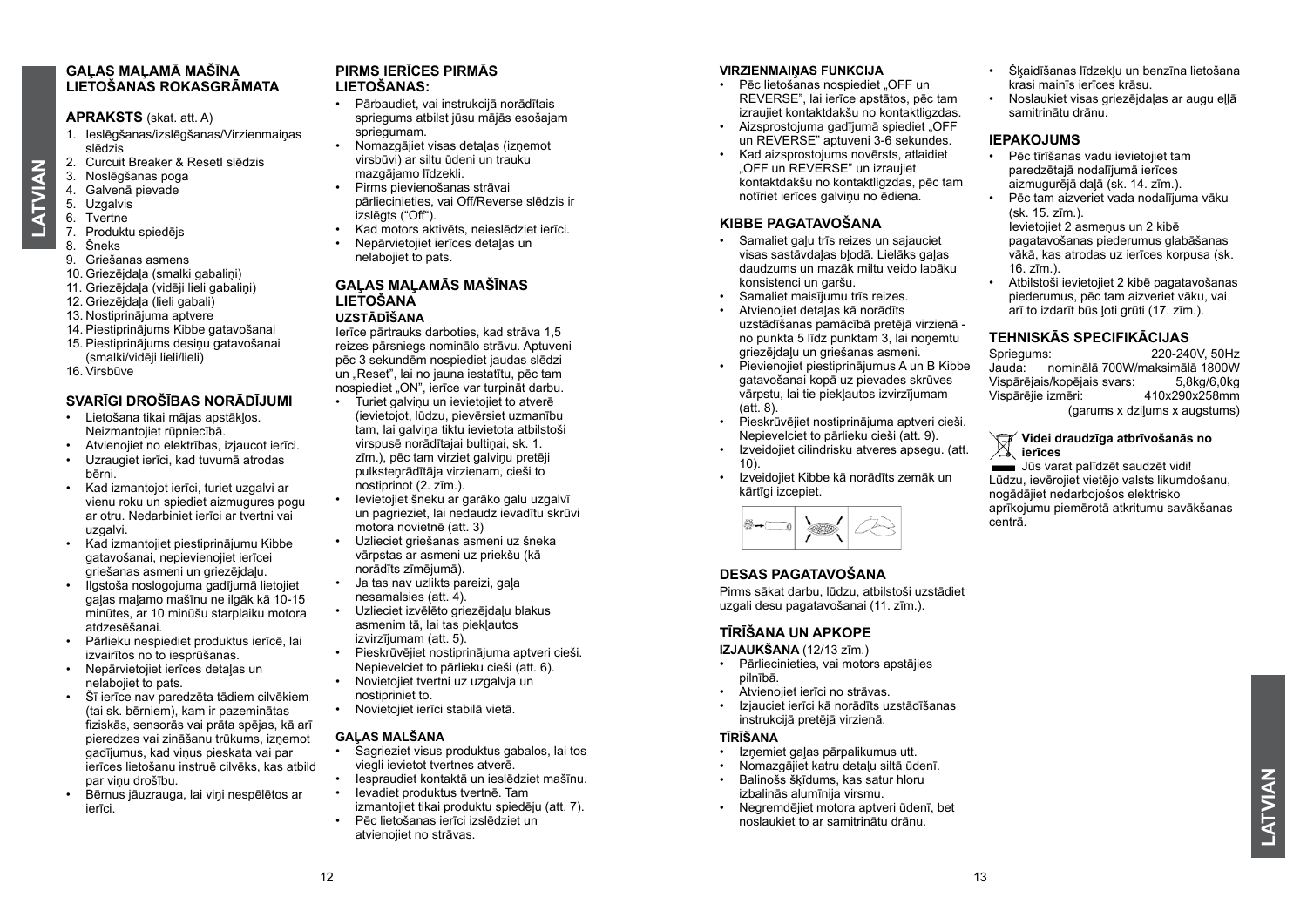## GAĻAS MAĻAMĀ MAŠĪNA LIETOŠANAS ROKASGRĀMATA

### APRAKSTS (skat. att. A)

1. Ieslēgšanas/izslēgšanas/Virzienmaiņas slēdzis
2. Curcuit Breaker & ResetI slēdzis
3. Noslēgšanas poga
4. Galvenā pievade
5. Uzgalvis
6. Tvertne
7. Produktu spiedējs
8. Šneks
9. Griešanas asmens
10. Griezējdaļa (smalki gabaliņi)
11. Griezējdaļa (vidēji lieli gabaliņi)
12. Griezējdaļa (lieli gabali)
13. Nostiprinājuma aptvere
14. Piestiprinājums Kibbe gatavošanai
15. Piestiprinājums desiņu gatavošanai (smalki/vidēji lieli/lieli)
16. Virsbūve

### SVARĪGI DROŠĪBAS NORĀDĪJUMI

- Lietošana tikai mājas apstākļos. Neizmantojiet rūpniecībā.
- Atvienojiet no elektrības, izjaucot ierīci.
- Uzraugiet ierīci, kad tuvumā atrodas bērni.
- Kad izmantojot ierīci, turiet uzgalvi ar vienu roku un spiediet aizmugures pogu ar otru. Nedarbiniet ierīci ar tvertni vai uzgalvi.
- Kad izmantojiet piestiprinājumu Kibbe gatavošanai, nepievienojiet ierīcei griešanas asmeni un griezējdaļu.
- Ilgstoša noslogojuma gadījumā lietojiet gaļas maļamo mašīnu ne ilgāk kā 10-15 minūtes, ar 10 minūšu starplaiku motora atdzesēšanai.
- Pārlieku nespiediet produktus ierīcē, lai izvairītos no to iesprūšanas.
- Nepārvietojiet ierīces detaļas un nelabojiet to pats.
- Šī ierīce nav paredzēta tādiem cilvēkiem (tai sk. bērniem), kam ir pazeminātas fiziskās, sensorās vai prāta spējas, kā arī pieredzes vai zināšanu trūkums, izņemot gadījumus, kad viņus pieskata vai par ierīces lietošanu instruē cilvēks, kas atbild par viņu drošību.
- Bērnus jāuzrauga, lai viņi nespēlētos ar ierīci.

### PIRMS IERĪCES PIRMĀS LIETOŠANAS:

- Pārbaudiet, vai instrukcijā norādītais spriegums atbilst jūsu mājās esošajam spriegumam.
- Nomazgājiet visas detaļas (izņemot virsbūvi) ar siltu ūdeni un trauku mazgājamo līdzekli.
- Pirms pievienošanas strāvai pārliecinieties, vai Off/Reverse slēdzis ir izslēgts ("Off").
- Kad motors aktivēts, neieslēdziet ierīci.
- Nepārvietojiet ierīces detaļas un nelabojiet to pats.

### GAĻAS MAĻAMĀS MAŠĪNAS LIETOŠANA

#### UZSTĀDĪŠANA

Ierīce pārtrauks darboties, kad strāva 1,5 reizes pārsniegs nominālo strāvu. Aptuveni pēc 3 sekundēm nospiediet jaudas slēdzi un „Reset", lai no jauna iestatītu, pēc tam nospiediet „ON", ierīce var turpināt darbu.

- Turiet galviņu un ievietojiet to atverē (ievietojot, lūdzu, pievērsiet uzmanību tam, lai galviņa tiktu ievietota atbilstoši virspusē norādītajai bultiņai, sk. 1. zīm.), pēc tam virziet galviņu pretēji pulksteņrādītāja virzienam, cieši to nostiprinot (2. zīm.).
- Ievietojiet šneku ar garāko galu uzgalvī un pagrieziet, lai nedaudz ievadītu skrūvi motora novietnē (att. 3)
- Uzlieciet griešanas asmeni uz šneka vārpstas ar asmeni uz priekšu (kā norādīts zīmējumā).
- Ja tas nav uzlikts pareizi, gaļa nesamalsies (att. 4).
- Uzlieciet izvēlēto griezējdaļu blakus asmenim tā, lai tas piekļautos izvirzījumam (att. 5).
- Pieskrūvējiet nostiprinājuma aptveri cieši. Nepievelciet to pārlieku cieši (att. 6).
- Novietojiet tvertni uz uzgalvja un nostipriniet to.
- Novietojiet ierīci stabilā vietā.

#### GAĻAS MALŠANA

- Sagrieziet visus produktus gabalos, lai tos viegli ievietot tvertnes atverē.
- Iespraudiet kontaktā un ieslēdziet mašīnu.
- Ievadiet produktus tvertnē. Tam izmantojiet tikai produktu spiedēju (att. 7).
- Pēc lietošanas ierīci izslēdziet un atvienojiet no strāvas.

#### VIRZIENMAIŅAS FUNKCIJA

- Pēc lietošanas nospiediet „OFF un REVERSE", lai ierīce apstātos, pēc tam izraujiet kontaktdakšu no kontaktligzdas.
- Aizsprostojuma gadījumā spiediet „OFF un REVERSE" aptuveni 3-6 sekundes.
- Kad aizsprostojums novērsts, atlaidiet „OFF un REVERSE" un izraujiet kontaktdakšu no kontaktligzdas, pēc tam notīriet ierīces galviņu no ēdiena.

### KIBBE PAGATAVOŠANA

- Samaliet gaļu trīs reizes un sajauciet visas sastāvdaļas bļodā. Lielāks gaļas daudzums un mazāk miltu veido labāku konsistenci un garšu.
- Samaliet maisījumu trīs reizes.
- Atvienojiet detaļas kā norādīts uzstādīšanas pamācībā pretējā virzienā - no punkta 5 līdz punktam 3, lai noņemtu griezējdaļu un griešanas asmeni.
- Pievienojiet piestiprinājumus A un B Kibbe gatavošanai kopā uz pievades skrūves vārpstu, lai tie piekļautos izvirzījumam (att. 8).
- Pieskrūvējiet nostiprinājuma aptveri cieši. Nepievelciet to pārlieku cieši (att. 9).
- Izveidojiet cilindrisku atveres apsegu. (att. 10).
- Izveidojiet Kibbe kā norādīts zemāk un kārtīgi izcepiet.

### DESAS PAGATAVOŠANA

Pirms sākat darbu, lūdzu, atbilstoši uzstādiet uzgali desu pagatavošanai (11. zīm.).

### TĪRĪŠANA UN APKOPE

**IZJAUKŠANA** (12/13 zīm.)

- Pārliecinieties, vai motors apstājies pilnībā.
- Atvienojiet ierīci no strāvas.
- Izjauciet ierīci kā norādīts uzstādīšanas instrukcijā pretējā virzienā.

**TĪRĪŠANA**

- Izņemiet gaļas pārpalikumus utt.
- Nomazgājiet katru detaļu siltā ūdenī.
- Balinošs šķīdums, kas satur hloru izbalinās alumīnija virsmu.
- Negremdējiet motora aptveri ūdenī, bet noslaukiet to ar samitrinātu drānu.
- Šķaidīšanas līdzekļu un benzīna lietošana krasi mainīs ierīces krāsu.
- Noslaukiet visas griezējdaļas ar augu eļļā samitrinātu drānu.

### IEPAKOJUMS

- Pēc tīrīšanas vadu ievietojiet tam paredzētajā nodalījumā ierīces aizmugurējā daļā (sk. 14. zīm.).
- Pēc tam aizveriet vada nodalījuma vāku (sk. 15. zīm.).
  Ievietojiet 2 asmeņus un 2 kibē pagatavošanas piederumus glabāšanas vākā, kas atrodas uz ierīces korpusa (sk. 16. zīm.).
- Atbilstoši ievietojiet 2 kibē pagatavošanas piederumus, pēc tam aizveriet vāku, vai arī to izdarīt būs ļoti grūti (17. zīm.).

### TEHNISKĀS SPECIFIKĀCIJAS

Spriegums: 220-240V, 50Hz
Jauda: nominālā 700W/maksimālā 1800W
Vispārējais/kopējais svars: 5,8kg/6,0kg
Vispārējie izmēri: 410x290x258mm
(garums x dziļums x augstums)

**Videi draudzīga atbrīvošanās no ierīces**

Jūs varat palīdzēt saudzēt vidi!
Lūdzu, ievērojiet vietējo valsts likumdošanu, nogādājiet nedarbojošos elektrisko aprīkojumu piemērotā atkritumu savākšanas centrā.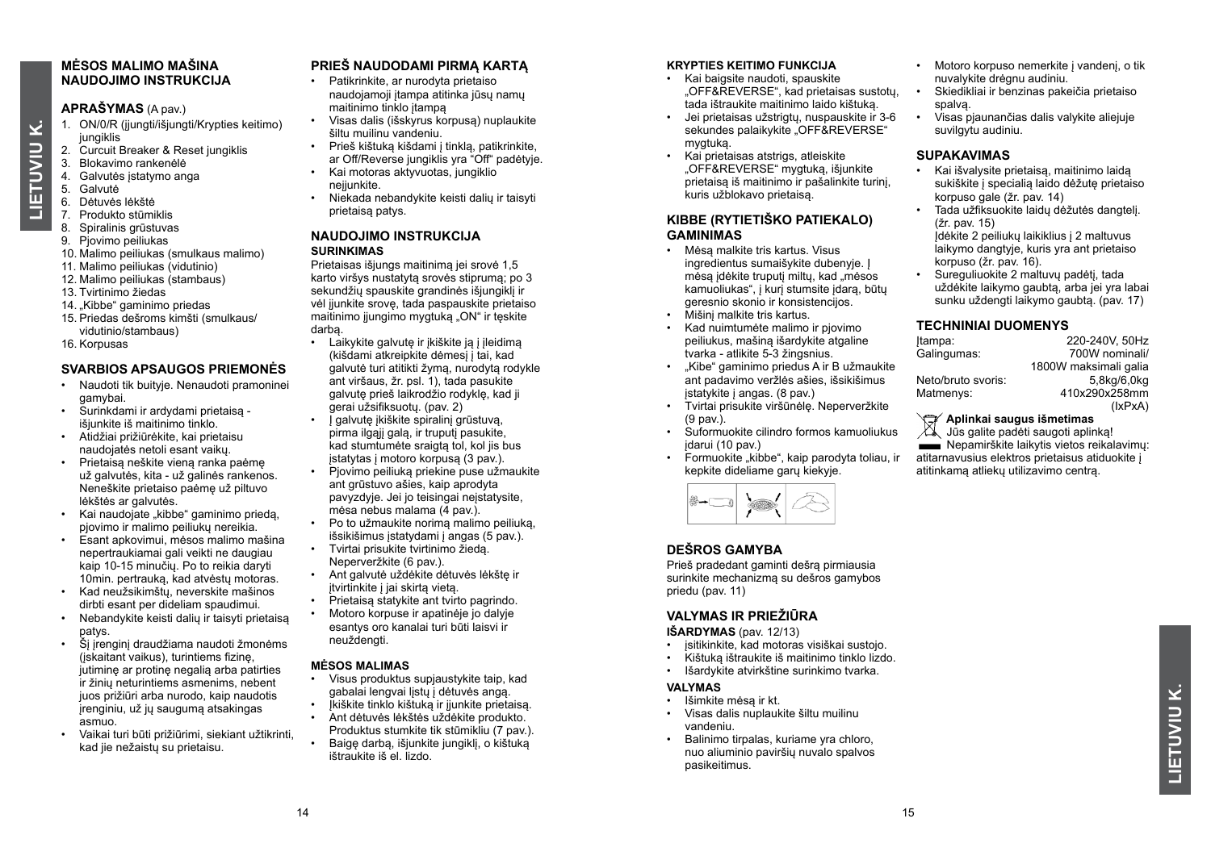## MĖSOS MALIMO MAŠINA NAUDOJIMO INSTRUKCIJA

### APRAŠYMAS (A pav.)

1. ON/0/R (įjungti/išjungti/Krypties keitimo) jungiklis
2. Curcuit Breaker & Reset jungiklis
3. Blokavimo rankenėlė
4. Galvutės įstatymo anga
5. Galvutė
6. Dėtuvės lėkštė
7. Produkto stūmiklis
8. Spiralinis grūstuvas
9. Pjovimo peiliukas
10. Malimo peiliukas (smulkaus malimo)
11. Malimo peiliukas (vidutinio)
12. Malimo peiliukas (stambaus)
13. Tvirtinimo žiedas
14. „Kibbe" gaminimo priedas
15. Priedas dešroms kimšti (smulkaus/ vidutinio/stambaus)
16. Korpusas

### SVARBIOS APSAUGOS PRIEMONĖS

- Naudoti tik buityje. Nenaudoti pramoninei gamybai.
- Surinkdami ir ardydami prietaisą - išjunkite iš maitinimo tinklo.
- Atidžiai prižiūrėkite, kai prietaisu naudojatės netoli esant vaikų.
- Prietaisą neškite vieną ranka paėmę už galvutės, kita - už galinės rankenos. Neneškite prietaiso paėmę už piltuvo lėkštės ar galvutės.
- Kai naudojate „kibbe" gaminimo priedą, pjovimo ir malimo peiliukų nereikia.
- Esant apkovimui, mėsos malimo mašina nepertraukiamai gali veikti ne daugiau kaip 10-15 minučių. Po to reikia daryti 10min. pertrauką, kad atvėstų motoras.
- Kad neužsikimštų, neverskite mašinos dirbti esant per dideliam spaudimui.
- Nebandykite keisti dalių ir taisyti prietaisą patys.
- Šį įrenginį draudžiama naudoti žmonėms (įskaitant vaikus), turintiems fizinę, jutiminę ar protinę negalią arba patirties ir žinių neturintiems asmenims, nebent juos prižiūri arba nurodo, kaip naudotis įrenginiu, už jų saugumą atsakingas asmuo.
- Vaikai turi būti prižiūrimi, siekiant užtikrinti, kad jie nežaistų su prietaisu.

### PRIEŠ NAUDODAMI PIRMĄ KARTĄ

- Patikrinkite, ar nurodyta prietaiso naudojamoji įtampa atitinka jūsų namų maitinimo tinklo įtampą
- Visas dalis (išskyrus korpusą) nuplaukite šiltu muilinu vandeniu.
- Prieš kištuką kišdami į tinklą, patikrinkite, ar Off/Reverse jungiklis yra "Off" padėtyje.
- Kai motoras aktyvuotas, jungiklio neįjunkite.
- Niekada nebandykite keisti dalių ir taisyti prietaisą patys.

### NAUDOJIMO INSTRUKCIJA

**SURINKIMAS**

Prietaisas išjungs maitinimą jei srovė 1,5 karto viršys nustatytą srovės stiprumą; po 3 sekundžių spauskite grandinės išjungiklį ir vėl įjunkite srovę, tada paspauskite prietaiso maitinimo įjungimo mygtuką „ON" ir tęskite darbą.

- Laikykite galvutę ir įkiškite ją į įleidimą (kišdami atkreipkite dėmesį į tai, kad galvutė turi atitikti žymą, nurodytą rodykle ant viršaus, žr. psl. 1), tada pasukite galvutę prieš laikrodžio rodyklę, kad ji gerai užsifiksuotų. (pav. 2)
- Į galvutę įkiškite spiralinį grūstuvą, pirma ilgąjį galą, ir truputį pasukite, kad stumtumėte sraigtą tol, kol jis bus įstatytas į motoro korpusą (3 pav.).
- Pjovimo peiliuką priekine puse užmaukite ant grūstuvo ašies, kaip aprodyta pavyzdyje. Jei jo teisingai neįstatysite, mėsa nebus malama (4 pav.).
- Po to užmaukite norimą malimo peiliuką, išsikišimus įstatydami į angas (5 pav.).
- Tvirtai prisukite tvirtinimo žiedą. Neperveržkite (6 pav.).
- Ant galvutė uždėkite dėtuvės lėkštę ir įtvirtinkite į jai skirtą vietą.
- Prietaisą statykite ant tvirto pagrindo.
- Motoro korpuse ir apatinėje jo dalyje esantys oro kanalai turi būti laisvi ir neuždengti.

**MĖSOS MALIMAS**

- Visus produktus supjaustykite taip, kad gabalai lengvai lįstų į dėtuvės angą.
- Įkiškite tinklo kištuką ir įjunkite prietaisą.
- Ant dėtuvės lėkštės uždėkite produkto. Produktus stumkite tik stūmikliu (7 pav.).
- Baigę darbą, išjunkite jungiklį, o kištuką ištraukite iš el. lizdo.

**KRYPTIES KEITIMO FUNKCIJA**

- Kai baigsite naudoti, spauskite „OFF&REVERSE", kad prietaisas sustotų, tada ištraukite maitinimo laido kištuką.
- Jei prietaisas užstrigtų, nuspauskite ir 3-6 sekundes palaikykite „OFF&REVERSE" mygtuką.
- Kai prietaisas atstrigs, atleiskite „OFF&REVERSE" mygtuką, išjunkite prietaisą iš maitinimo ir pašalinkite turinį, kuris užblokavo prietaisą.

### KIBBE (RYTIETIŠKO PATIEKALO) GAMINIMAS

- Mėsą malkite tris kartus. Visus ingredientus sumaišykite dubenyje. Į mėsą įdėkite truputį miltų, kad „mėsos kamuoliukas", į kurį stumsite įdarą, būtų geresnio skonio ir konsistencijos.
- Mišinį malkite tris kartus.
- Kad nuimtumėte malimo ir pjovimo peiliukus, mašiną išardykite atgaline tvarka - atlikite 5-3 žingsnius.
- „Kibe" gaminimo priedus A ir B užmaukite ant padavimo veržlės ašies, išsikišimus įstatykite į angas. (8 pav.)
- Tvirtai prisukite viršūnėlę. Neperveržkite (9 pav.).
- Suformuokite cilindro formos kamuoliukus įdarui (10 pav.)
- Formuokite „kibbe", kaip parodyta toliau, ir kepkite dideliame garų kiekyje.

### DEŠROS GAMYBA

Prieš pradedant gaminti dešrą pirmiausia surinkite mechanizmą su dešros gamybos priedu (pav. 11)

### VALYMAS IR PRIEŽIŪRA

**IŠARDYMAS** (pav. 12/13)

- įsitikinkite, kad motoras visiškai sustojo.
- Kištuką ištraukite iš maitinimo tinklo lizdo.
- Išardykite atvirkštine surinkimo tvarka.

**VALYMAS**

- Išimkite mėsą ir kt.
- Visas dalis nuplaukite šiltu muilinu vandeniu.
- Balinimo tirpalas, kuriame yra chloro, nuo aliuminio paviršių nuvalo spalvos pasikeitimus.
- Motoro korpuso nemerkite į vandenį, o tik nuvalykite drėgnu audiniu.
- Skiedikliai ir benzinas pakeičia prietaiso spalvą.
- Visas pjaunančias dalis valykite aliejuje suvilgytu audiniu.

### SUPAKAVIMAS

- Kai išvalysite prietaisą, maitinimo laidą sukiškite į specialią laido dėžutę prietaiso korpuso gale (žr. pav. 14)
- Tada užfiksuokite laidų dėžutės dangtelį. (žr. pav. 15)
  Įdėkite 2 peiliukų laikiklius į 2 maltuvus laikymo dangtyje, kuris yra ant prietaiso korpuso (žr. pav. 16).
- Sureguliuokite 2 maltuvų padėtį, tada uždėkite laikymo gaubtą, arba jei yra labai sunku uždengti laikymo gaubtą. (pav. 17)

### TECHNINIAI DUOMENYS

| | |
|---|---|
| Įtampa: | 220-240V, 50Hz |
| Galingumas: | 700W nominali/ 1800W maksimali galia |
| Neto/bruto svoris: | 5,8kg/6,0kg |
| Matmenys: | 410x290x258mm (IxPxA) |

**Aplinkai saugus išmetimas**

Jūs galite padėti saugoti aplinką!

Nepamirškite laikytis vietos reikalavimų: atitarnavusius elektros prietaisus atiduokite į atitinkamą atliekų utilizavimo centrą.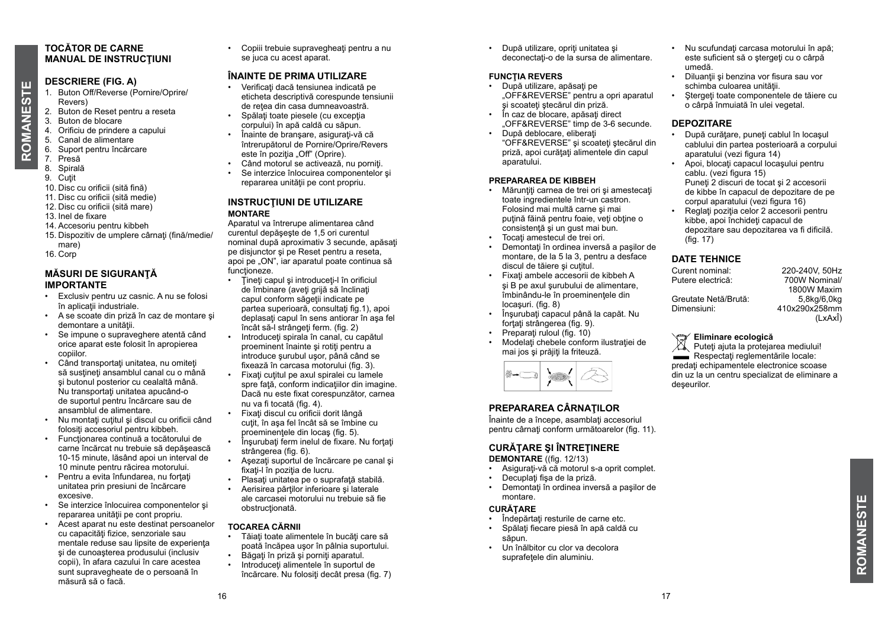## TOCĂTOR DE CARNE
## MANUAL DE INSTRUCŢIUNI

### DESCRIERE (FIG. A)

1. Buton Off/Reverse (Pornire/Oprire/Revers)
2. Buton de Reset pentru a reseta
3. Buton de blocare
4. Orificiu de prindere a capului
5. Canal de alimentare
6. Suport pentru încărcare
7. Presă
8. Spirală
9. Cuţit
10. Disc cu orificii (sită fină)
11. Disc cu orificii (sită medie)
12. Disc cu orificii (sită mare)
13. Inel de fixare
14. Accesoriu pentru kibbeh
15. Dispozitiv de umplere cârnaţi (fină/medie/mare)
16. Corp

### MĂSURI DE SIGURANŢĂ IMPORTANTE

- Exclusiv pentru uz casnic. A nu se folosi în aplicaţii industriale.
- A se scoate din priză în caz de montare şi demontare a unităţii.
- Se impune o supraveghere atentă când orice aparat este folosit în apropierea copiilor.
- Când transportaţi unitatea, nu omiteţi să susţineţi ansamblul canal cu o mână şi butonul posterior cu cealaltă mână. Nu transportaţi unitatea apucând-o de suportul pentru încărcare sau de ansamblul de alimentare.
- Nu montaţi cuţitul şi discul cu orificii când folosiţi accesoriul pentru kibbeh.
- Funcţionarea continuă a tocătorului de carne încărcat nu trebuie să depăşească 10-15 minute, lăsând apoi un interval de 10 minute pentru răcirea motorului.
- Pentru a evita înfundarea, nu forţaţi unitatea prin presiuni de încărcare excesive.
- Se interzice înlocuirea componentelor şi repararea unităţii pe cont propriu.
- Acest aparat nu este destinat persoanelor cu capacităţi fizice, senzoriale sau mentale reduse sau lipsite de experienţa şi de cunoaşterea produsului (inclusiv copii), în afara cazului în care acestea sunt supravegheate de o persoană în măsură să o facă.
- Copiii trebuie supravegheaţi pentru a nu se juca cu acest aparat.

### ÎNAINTE DE PRIMA UTILIZARE

- Verificaţi dacă tensiunea indicată pe eticheta descriptivă corespunde tensiunii de reţea din casa dumneavoastră.
- Spălaţi toate piesele (cu excepţia corpului) în apă caldă cu săpun.
- Înainte de branşare, asiguraţi-vă că întrerupătorul de Pornire/Oprire/Revers este în poziţia „Off" (Oprire).
- Când motorul se activează, nu porniţi.
- Se interzice înlocuirea componentelor şi repararea unităţii pe cont propriu.

### INSTRUCŢIUNI DE UTILIZARE

**MONTARE**

Aparatul va întrerupe alimentarea când curentul depăşeşte de 1,5 ori curentul nominal după aproximativ 3 secunde, apăsaţi pe disjunctor şi pe Reset pentru a reseta, apoi pe „ON", iar aparatul poate continua să funcţioneze.

- Ţineţi capul şi introduceţi-l în orificiul de îmbinare (aveţi grijă să înclinaţi capul conform săgeţii indicate pe partea superioară, consultaţi fig.1), apoi deplasaţi capul în sens antiorar în aşa fel încât să-l strângeţi ferm. (fig. 2)
- Introduceţi spirala în canal, cu capătul proeminent înainte şi rotiţi pentru a introduce şurubul uşor, până când se fixează în carcasa motorului (fig. 3).
- Fixaţi cuţitul pe axul spiralei cu lamele spre faţă, conform indicaţiilor din imagine. Dacă nu este fixat corespunzător, carnea nu va fi tocată (fig. 4).
- Fixaţi discul cu orificii dorit lângă cuţit, în aşa fel încât să se îmbine cu proeminenţele din locaş (fig. 5).
- Înşurubaţi ferm inelul de fixare. Nu forţaţi strângerea (fig. 6).
- Aşezaţi suportul de încărcare pe canal şi fixaţi-l în poziţia de lucru.
- Plasaţi unitatea pe o suprafaţă stabilă.
- Aerisirea părţilor inferioare şi laterale ale carcasei motorului nu trebuie să fie obstrucţionată.

**TOCAREA CĂRNII**

- Tăiaţi toate alimentele în bucăţi care să poată încăpea uşor în pâlnia suportului.
- Băgaţi în priză şi porniţi aparatul.
- Introduceţi alimentele în suportul de încărcare. Nu folosiţi decât presa (fig. 7)
- După utilizare, opriţi unitatea şi deconectaţi-o de la sursa de alimentare.

**FUNCŢIA REVERS**

- După utilizare, apăsaţi pe „OFF&REVERSE" pentru a opri aparatul şi scoateţi ştecărul din priză.
- În caz de blocare, apăsaţi direct „OFF&REVERSE" timp de 3-6 secunde.
- După deblocare, eliberaţi "OFF&REVERSE" şi scoateţi ştecărul din priză, apoi curăţaţi alimentele din capul aparatului.

**PREPARAREA DE KIBBEH**

- Mărunţiţi carnea de trei ori şi amestecaţi toate ingredientele într-un castron. Folosind mai multă carne şi mai puţină făină pentru foaie, veţi obţine o consistenţă şi un gust mai bun.
- Tocaţi amestecul de trei ori.
- Demontaţi în ordinea inversă a paşilor de montare, de la 5 la 3, pentru a desface discul de tăiere şi cuţitul.
- Fixaţi ambele accesorii de kibbeh A şi B pe axul şurubului de alimentare, îmbinându-le în proeminenţele din locaşuri. (fig. 8)
- Înşurubaţi capacul până la capăt. Nu forţaţi strângerea (fig. 9).
- Preparaţi ruloul (fig. 10)
- Modelaţi chebele conform ilustraţiei de mai jos şi prăjiţi la friteuză.

### PREPARAREA CÂRNAŢILOR

Înainte de a începe, asamblaţi accesoriul pentru cârnaţi conform următoarelor (fig. 11).

### CURĂŢARE ŞI ÎNTREŢINERE

**DEMONTARE** ((fig. 12/13)

- Asiguraţi-vă că motorul s-a oprit complet.
- Decuplaţi fişa de la priză.
- Demontaţi în ordinea inversă a paşilor de montare.

**CURĂŢARE**

- Îndepărtaţi resturile de carne etc.
- Spălaţi fiecare piesă în apă caldă cu săpun.
- Un înălbitor cu clor va decolora suprafeţele din aluminiu.
- Nu scufundaţi carcasa motorului în apă; este suficient să o ştergeţi cu o cârpă umedă.
- Diluanţii şi benzina vor fisura sau vor schimba culoarea unităţii.
- Ştergeţi toate componentele de tăiere cu o cârpă înmuiată în ulei vegetal.

### DEPOZITARE

- După curăţare, puneţi cablul în locaşul cablului din partea posterioară a corpului aparatului (vezi figura 14)
- Apoi, blocaţi capacul locaşului pentru cablu. (vezi figura 15)
  Puneţi 2 discuri de tocat şi 2 accesorii de kibbe în capacul de depozitare de pe corpul aparatului (vezi figura 16)
- Reglaţi poziţia celor 2 accesorii pentru kibbe, apoi închideţi capacul de depozitare sau depozitarea va fi dificilă. (fig. 17)

### DATE TEHNICE

| | |
|---|---|
| Curent nominal: | 220-240V, 50Hz |
| Putere electrică: | 700W Nominal/ 1800W Maxim |
| Greutate Netă/Brută: | 5,8kg/6,0kg |
| Dimensiuni: | 410x290x258mm (LxAxÎ) |

**Eliminare ecologică**

Puteţi ajuta la protejarea mediului!
Respectaţi reglementările locale: predaţi echipamentele electronice scoase din uz la un centru specializat de eliminare a deşeurilor.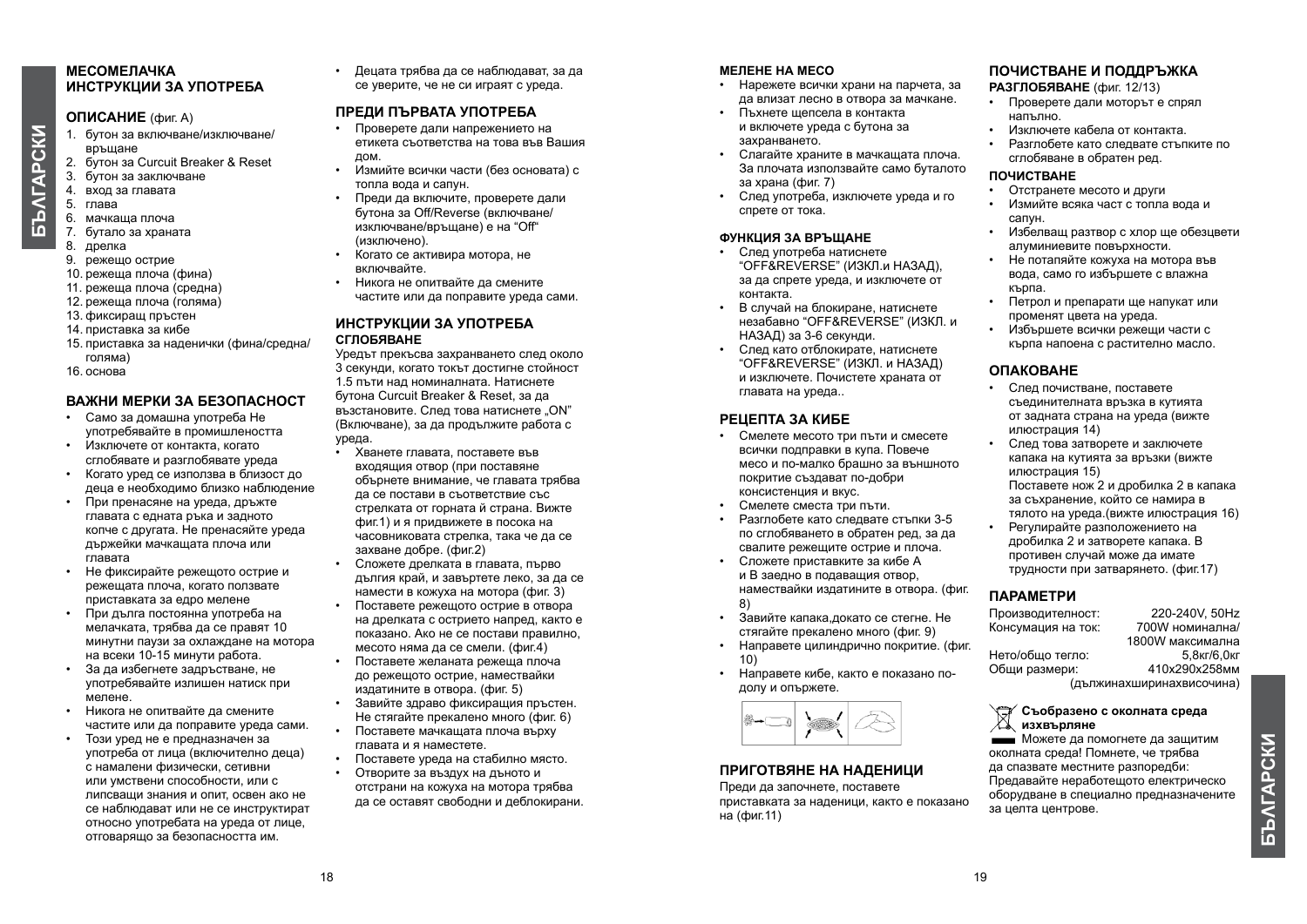## МЕСОМЕЛАЧКА
## ИНСТРУКЦИИ ЗА УПОТРЕБА

### ОПИСАНИЕ (фиг. А)

1. бутон за включване/изключване/ връщане
2. бутон за Curcuit Breaker & Reset
3. бутон за заключване
4. вход за главата
5. глава
6. мачкаща плоча
7. бутало за храната
8. дрелка
9. режещо острие
10. режеща плоча (фина)
11. режеща плоча (средна)
12. режеща плоча (голяма)
13. фиксиращ пръстен
14. приставка за кибе
15. приставка за наденички (фина/средна/ голяма)
16. основа

### ВАЖНИ МЕРКИ ЗА БЕЗОПАСНОСТ

- Само за домашна употреба Не употребявайте в промишлеността
- Изключете от контакта, когато сглобявате и разглобявате уреда
- Когато уред се използва в близост до деца е необходимо близко наблюдение
- При пренасяне на уреда, дръжте главата с едната ръка и задното копче с другата. Не пренасяйте уреда държейки мачкащата плоча или главата
- Не фиксирайте режещото острие и режещата плоча, когато ползвате приставката за едро мелене
- При дълга постоянна употреба на мелачката, трябва да се правят 10 минутни паузи за охлаждане на мотора на всеки 10-15 минути работа.
- За да избегнете задръстване, не употребявайте излишен натиск при мелене.
- Никога не опитвайте да смените частите или да поправите уреда сами.
- Този уред не е предназначен за употреба от лица (включително деца) с намалени физически, сетивни или умствени способности, или с липсващи знания и опит, освен ако не се наблюдават или не се инструктират относно употребата на уреда от лице, отговарящо за безопасността им.
- Децата трябва да се наблюдават, за да се уверите, че не си играят с уреда.

### ПРЕДИ ПЪРВАТА УПОТРЕБА

- Проверете дали напрежението на етикета съответства на това във Вашия дом.
- Измийте всички части (без основата) с топла вода и сапун.
- Преди да включите, проверете дали бутона за Off/Reverse (включване/ изключване/връщане) е на "Off" (изключено).
- Когато се активира мотора, не включвайте.
- Никога не опитвайте да смените частите или да поправите уреда сами.

### ИНСТРУКЦИИ ЗА УПОТРЕБА

**СГЛОБЯВАНЕ**

Уредът прекъсва захранването след около 3 секунди, когато токът достигне стойност 1.5 пъти над номиналната. Натиснете бутона Curcuit Breaker & Reset, за да възстановите. След това натиснете „ON" (Включване), за да продължите работа с уреда.

- Хванете главата, поставете във входящия отвор (при поставяне обърнете внимание, че главата трябва да се постави в съответствие със стрелката от горната ѝ страна. Вижте фиг.1) и я придвижете в посока на часовниковата стрелка, така че да се захване добре. (фиг.2)
- Сложете дрелката в главата, първо дългия край, и завъртете леко, за да се намести в кожуха на мотора (фиг. 3)
- Поставете режещото острие в отвора на дрелката с острието напред, както е показано. Ако не се постави правилно, месото няма да се смели. (фиг.4)
- Поставете желаната режеща плоча до режещото острие, намествайки издатините в отвора. (фиг. 5)
- Завийте здраво фиксиращия пръстен. Не стягайте прекалено много (фиг. 6)
- Поставете мачкащата плоча върху главата и я наместете.
- Поставете уреда на стабилно място.
- Отворите за въздух на дъното и отстрани на кожуха на мотора трябва да се оставят свободни и деблокирани.

### МЕЛЕНЕ НА МЕСО

- Нарежете всички храни на парчета, за да влизат лесно в отвора за мачкане.
- Пъхнете щепсела в контакта и включете уреда с бутона за захранването.
- Слагайте храните в мачкащата плоча. За плочата използвайте само буталото за храна (фиг. 7)
- След употреба, изключете уреда и го спрете от тока.

### ФУНКЦИЯ ЗА ВРЪЩАНЕ

- След употреба натиснете "OFF&REVERSE" (ИЗКЛ.и НАЗАД), за да спрете уреда, и изключете от контакта.
- В случай на блокиране, натиснете незабавно "OFF&REVERSE" (ИЗКЛ. и НАЗАД) за 3-6 секунди.
- След като отблокирате, натиснете "OFF&REVERSE" (ИЗКЛ. и НАЗАД) и изключете. Почистете храната от главата на уреда..

### РЕЦЕПТА ЗА КИБЕ

- Смелете месото три пъти и смесете всички подправки в купа. Повече месо и по-малко брашно за външното покритие създават по-добри консистенция и вкус.
- Смелете сместа три пъти.
- Разглобете като следвате стъпки 3-5 по сглобяването в обратен ред, за да свалите режещите острие и плоча.
- Сложете приставките за кибе А и В заедно в подаващия отвор, намествайки издатините в отвора. (фиг. 8)
- Завийте капака,докато се стегне. Не стягайте прекалено много (фиг. 9)
- Направете цилиндрично покритие. (фиг. 10)
- Направете кибе, както е показано по-долу и опържете.

### ПРИГОТВЯНЕ НА НАДЕНИЦИ

Преди да започнете, поставете приставката за наденици, както е показано на (фиг.11)

### ПОЧИСТВАНЕ И ПОДДРЪЖКА

**РАЗГЛОБЯВАНЕ** (фиг. 12/13)

- Проверете дали моторът е спрял напълно.
- Изключете кабела от контакта.
- Разглобете като следвате стъпките по сглобяване в обратен ред.

**ПОЧИСТВАНЕ**

- Отстранете месото и други
- Измийте всяка част с топла вода и сапун.
- Избелващ разтвор с хлор ще обезцвети алуминиевите повърхности.
- Не потапяйте кожуха на мотора във вода, само го избършете с влажна кърпа.
- Петрол и препарати ще напукат или променят цвета на уреда.
- Избършете всички режещи части с кърпа напоена с растително масло.

### ОПАКОВАНЕ

- След почистване, поставете съединителната връзка в кутията от задната страна на уреда (вижте илюстрация 14)
- След това затворете и заключете капака на кутията за връзки (вижте илюстрация 15) Поставете нож 2 и дробилка 2 в капака за съхранение, който се намира в тялото на уреда.(вижте илюстрация 16)
- Регулирайте разположението на дробилка 2 и затворете капака. В противен случай може да имате трудности при затварянето. (фиг.17)

### ПАРАМЕТРИ

| | |
|---|---|
| Производителност: | 220-240V, 50Hz |
| Консумация на ток: | 700W номинална/ 1800W максимална |
| Нето/общо тегло: | 5,8кг/6,0кг |
| Общи размери: | 410x290x258мм (дължинахширинахвисочина) |

**Съобразено с околната среда изхвърляне**

Можете да помогнете да защитим околната среда! Помнете, че трябва да спазвате местните разпоредби: Предавайте неработещото електрическо оборудване в специално предназначените за целта центрове.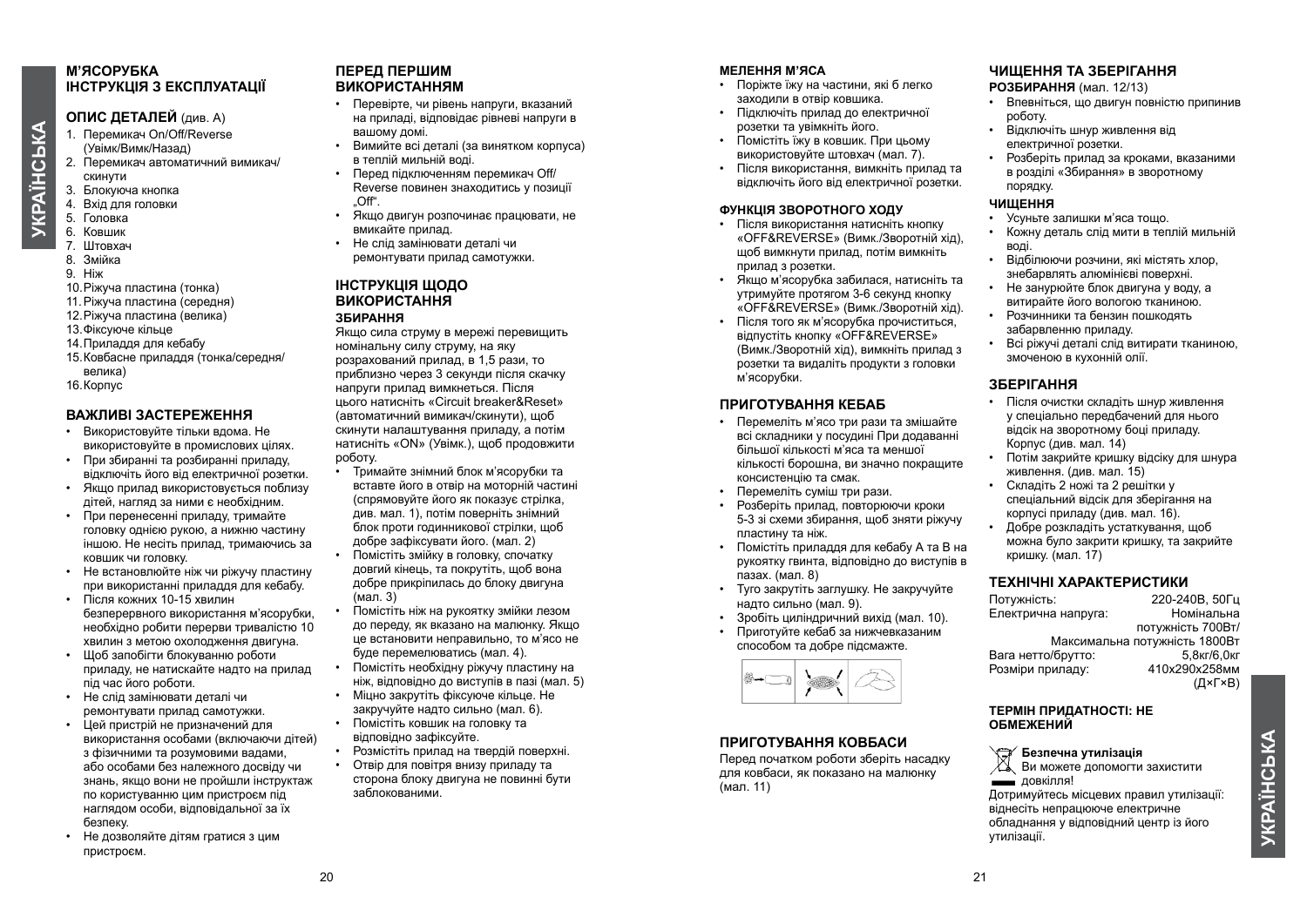## М'ЯСОРУБКА
## ІНСТРУКЦІЯ З ЕКСПЛУАТАЦІЇ

### ОПИС ДЕТАЛЕЙ (див. А)

1. Перемикач On/Off/Reverse (Увімк/Вимк/Назад)
2. Перемикач автоматичний вимикач/скинути
3. Блокуюча кнопка
4. Вхід для головки
5. Головка
6. Ковшик
7. Штовхач
8. Змійка
9. Ніж
10. Ріжуча пластина (тонка)
11. Ріжуча пластина (середня)
12. Ріжуча пластина (велика)
13. Фіксуюче кільце
14. Приладдя для кебабу
15. Ковбасне приладдя (тонка/середня/велика)
16. Корпус

### ВАЖЛИВІ ЗАСТЕРЕЖЕННЯ

- Використовуйте тільки вдома. Не використовуйте в промислових цілях.
- При збиранні та розбиранні приладу, відключіть його від електричної розетки.
- Якщо прилад використовується поблизу дітей, нагляд за ними є необхідним.
- При перенесенні приладу, тримайте головку однією рукою, а нижню частину іншою. Не несіть прилад, тримаючись за ковшик чи головку.
- Не встановлюйте ніж чи ріжучу пластину при використанні приладдя для кебабу.
- Після кожних 10-15 хвилин безперервного використання м'ясорубки, необхідно робити перерви тривалістю 10 хвилин з метою охолодження двигуна.
- Щоб запобігти блокуванню роботи приладу, не натискайте надто на прилад під час його роботи.
- Не слід замінювати деталі чи ремонтувати прилад самотужки.
- Цей пристрій не призначений для використання особами (включаючи дітей) з фізичними та розумовими вадами, або особами без належного досвіду чи знань, якщо вони не пройшли інструктаж по користуванню цим пристроєм під наглядом особи, відповідальної за їх безпеку.
- Не дозволяйте дітям гратися з цим пристроєм.

### ПЕРЕД ПЕРШИМ ВИКОРИСТАННЯМ

- Перевірте, чи рівень напруги, вказаний на приладі, відповідає рівневі напруги в вашому домі.
- Вимийте всі деталі (за винятком корпуса) в теплій мильній воді.
- Перед підключенням перемикач Off/Reverse повинен знаходитись у позиції „Off".
- Якщо двигун розпочинає працювати, не вмикайте прилад.
- Не слід замінювати деталі чи ремонтувати прилад самотужки.

### ІНСТРУКЦІЯ ЩОДО ВИКОРИСТАННЯ

**ЗБИРАННЯ**

Якщо сила струму в мережі перевищить номінальну силу струму, на яку розрахований прилад, в 1,5 рази, то приблизно через 3 секунди після скачку напруги прилад вимкнеться. Після цього натисніть «Circuit breaker&Reset» (автоматичний вимикач/скинути), щоб скинути налаштування приладу, а потім натисніть «ON» (Увімк.), щоб продовжити роботу.

- Тримайте знімний блок м'ясорубки та вставте його в отвір на моторній частині (спрямовуйте його як показує стрілка, див. мал. 1), потім поверніть знімний блок проти годинникової стрілки, щоб добре зафіксувати його. (мал. 2)
- Помістіть змійку в головку, спочатку довгий кінець, та покрутіть, щоб вона добре прикріпилась до блоку двигуна (мал. 3)
- Помістіть ніж на рукоятку змійки лезом до переду, як вказано на малюнку. Якщо це встановити неправильно, то м'ясо не буде перемелюватись (мал. 4).
- Помістіть необхідну ріжучу пластину на ніж, відповідно до виступів в пазі (мал. 5)
- Міцно закрутіть фіксуюче кільце. Не закручуйте надто сильно (мал. 6).
- Помістіть ковшик на головку та відповідно зафіксуйте.
- Розмістіть прилад на твердій поверхні.
- Отвір для повітря внизу приладу та сторона блоку двигуна не повинні бути заблокованими.

**МЕЛЕННЯ М'ЯСА**

- Поріжте їжу на частини, які б легко заходили в отвір ковшика.
- Підключіть прилад до електричної розетки та увімкніть його.
- Помістіть їжу в ковшик. При цьому використовуйте штовхач (мал. 7).
- Після використання, вимкніть прилад та відключіть його від електричної розетки.

**ФУНКЦІЯ ЗВОРОТНОГО ХОДУ**

- Після використання натисніть кнопку «OFF&REVERSE» (Вимк./Зворотній хід), щоб вимкнути прилад, потім вимкніть прилад з розетки.
- Якщо м'ясорубка забилася, натисніть та утримуйте протягом 3-6 секунд кнопку «OFF&REVERSE» (Вимк./Зворотній хід).
- Після того як м'ясорубка прочиститься, відпустіть кнопку «OFF&REVERSE» (Вимк./Зворотній хід), вимкніть прилад з розетки та видаліть продукти з головки м'ясорубки.

### ПРИГОТУВАННЯ КЕБАБ

- Перемеліть м'ясо три рази та змішайте всі складники у посудині При додаванні більшої кількості м'яса та меншої кількості борошна, ви значно покращите консистенцію та смак.
- Перемеліть суміш три рази.
- Розберіть прилад, повторюючи кроки 5-3 зі схеми збирання, щоб зняти ріжучу пластину та ніж.
- Помістіть приладдя для кебабу А та В на рукоятку гвинта, відповідно до виступів в пазах. (мал. 8)
- Туго закрутіть заглушку. Не закручуйте надто сильно (мал. 9).
- Зробіть циліндричний вихід (мал. 10).
- Приготуйте кебаб за нижчевказаним способом та добре підсмажте.

### ПРИГОТУВАННЯ КОВБАСИ

Перед початком роботи зберіть насадку для ковбаси, як показано на малюнку (мал. 11)

### ЧИЩЕННЯ ТА ЗБЕРІГАННЯ

**РОЗБИРАННЯ** (мал. 12/13)

- Впевніться, що двигун повністю припинив роботу.
- Відключіть шнур живлення від електричної розетки.
- Розберіть прилад за кроками, вказаними в розділі «Збирання» в зворотному порядку.

**ЧИЩЕННЯ**

- Усуньте залишки м'яса тощо.
- Кожну деталь слід мити в теплій мильній воді.
- Відбілюючи розчини, які містять хлор, знебарвлять алюмінієві поверхні.
- Не занурюйте блок двигуна у воду, а витирайте його вологою тканиною.
- Розчинники та бензин пошкодять забарвленню приладу.
- Всі ріжучі деталі слід витирати тканиною, змоченою в кухонній олії.

### ЗБЕРІГАННЯ

- Після очистки складіть шнур живлення у спеціально передбачений для нього відсік на зворотному боці приладу. Корпус (див. мал. 14)
- Потім закрийте кришку відсіку для шнура живлення. (див. мал. 15)
- Складіть 2 ножі та 2 решітки у спеціальний відсік для зберігання на корпусі приладу (див. мал. 16).
- Добре розкладіть устаткування, щоб можна було закрити кришку, та закрийте кришку. (мал. 17)

### ТЕХНІЧНІ ХАРАКТЕРИСТИКИ

| | |
|---|---|
| Потужність: | 220-240В, 50Гц |
| Електрична напруга: | Номінальна потужність 700Вт/ Максимальна потужність 1800Вт |
| Вага нетто/брутто: | 5,8кг/6,0кг |
| Розміри приладу: | 410х290х258мм (Д×Г×В) |

**ТЕРМІН ПРИДАТНОСТІ: НЕ ОБМЕЖЕНИЙ**

**Безпечна утилізація**

Ви можете допомогти захистити довкілля!

Дотримуйтесь місцевих правил утилізації: віднесіть непрацююче електричне обладнання у відповідний центр із його утилізації.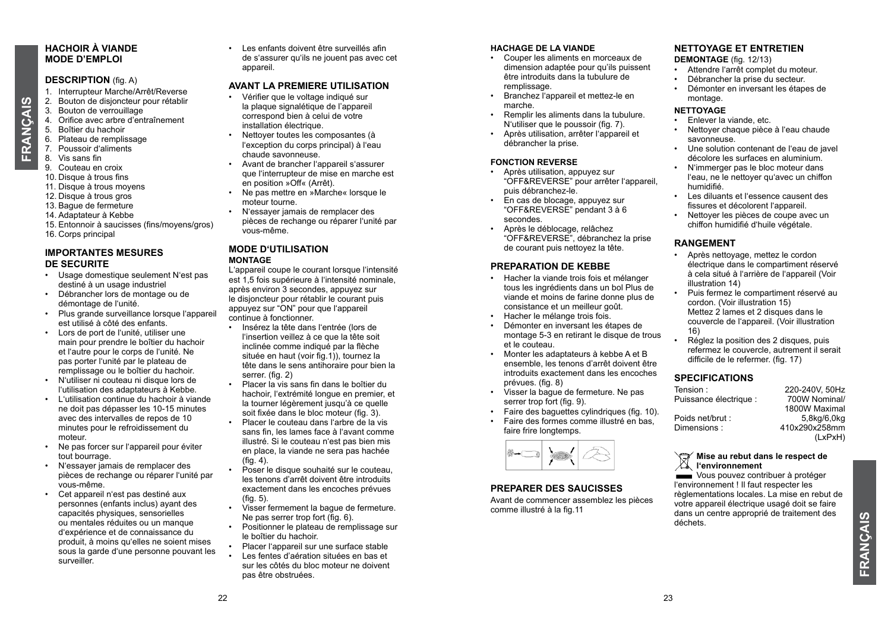## HACHOIR À VIANDE
## MODE D'EMPLOI

### DESCRIPTION (fig. A)

1. Interrupteur Marche/Arrêt/Reverse
2. Bouton de disjoncteur pour rétablir
3. Bouton de verrouillage
4. Orifice avec arbre d'entraînement
5. Boîtier du hachoir
6. Plateau de remplissage
7. Poussoir d'aliments
8. Vis sans fin
9. Couteau en croix
10. Disque à trous fins
11. Disque à trous moyens
12. Disque à trous gros
13. Bague de fermeture
14. Adaptateur à Kebbe
15. Entonnoir à saucisses (fins/moyens/gros)
16. Corps principal

### IMPORTANTES MESURES DE SECURITE

- Usage domestique seulement N'est pas destiné à un usage industriel
- Débrancher lors de montage ou de démontage de l'unité.
- Plus grande surveillance lorsque l'appareil est utilisé à côté des enfants.
- Lors de port de l'unité, utiliser une main pour prendre le boîtier du hachoir et l'autre pour le corps de l'unité. Ne pas porter l'unité par le plateau de remplissage ou le boîtier du hachoir.
- N'utiliser ni couteau ni disque lors de l'utilisation des adaptateurs à Kebbe.
- L'utilisation continue du hachoir à viande ne doit pas dépasser les 10-15 minutes avec des intervalles de repos de 10 minutes pour le refroidissement du moteur.
- Ne pas forcer sur l'appareil pour éviter tout bourrage.
- N'essayer jamais de remplacer des pièces de rechange ou réparer l'unité par vous-même.
- Cet appareil n'est pas destiné aux personnes (enfants inclus) ayant des capacités physiques, sensorielles ou mentales réduites ou un manque d'expérience et de connaissance du produit, à moins qu'elles ne soient mises sous la garde d'une personne pouvant les surveiller.
- Les enfants doivent être surveillés afin de s'assurer qu'ils ne jouent pas avec cet appareil.

### AVANT LA PREMIERE UTILISATION

- Vérifier que le voltage indiqué sur la plaque signalétique de l'appareil correspond bien à celui de votre installation électrique.
- Nettoyer toutes les composantes (à l'exception du corps principal) à l'eau chaude savonneuse.
- Avant de brancher l'appareil s'assurer que l'interrupteur de mise en marche est en position »Off« (Arrêt).
- Ne pas mettre en »Marche« lorsque le moteur tourne.
- N'essayer jamais de remplacer des pièces de rechange ou réparer l'unité par vous-même.

### MODE D'UTILISATION

#### MONTAGE

L'appareil coupe le courant lorsque l'intensité est 1,5 fois supérieure à l'intensité nominale, après environ 3 secondes, appuyez sur le disjoncteur pour rétablir le courant puis appuyez sur "ON" pour que l'appareil continue à fonctionner.

- Insérez la tête dans l'entrée (lors de l'insertion veillez à ce que la tête soit inclinée comme indiqué par la flèche située en haut (voir fig.1)), tournez la tête dans le sens antihoraire pour bien la serrer. (fig. 2)
- Placer la vis sans fin dans le boîtier du hachoir, l'extrémité longue en premier, et la tourner légèrement jusqu'à ce quelle soit fixée dans le bloc moteur (fig. 3).
- Placer le couteau dans l'arbre de la vis sans fin, les lames face à l'avant comme illustré. Si le couteau n'est pas bien mis en place, la viande ne sera pas hachée (fig. 4).
- Poser le disque souhaité sur le couteau, les tenons d'arrêt doivent être introduits exactement dans les encoches prévues (fig. 5).
- Visser fermement la bague de fermeture. Ne pas serrer trop fort (fig. 6).
- Positionner le plateau de remplissage sur le boîtier du hachoir.
- Placer l'appareil sur une surface stable
- Les fentes d'aération situées en bas et sur les côtés du bloc moteur ne doivent pas être obstruées.

#### HACHAGE DE LA VIANDE

- Couper les aliments en morceaux de dimension adaptée pour qu'ils puissent être introduits dans la tubulure de remplissage.
- Branchez l'appareil et mettez-le en marche.
- Remplir les aliments dans la tubulure. N'utiliser que le poussoir (fig. 7).
- Après utilisation, arrêter l'appareil et débrancher la prise.

#### FONCTION REVERSE

- Après utilisation, appuyez sur "OFF&REVERSE" pour arrêter l'appareil, puis débranchez-le.
- En cas de blocage, appuyez sur "OFF&REVERSE" pendant 3 à 6 secondes.
- Après le déblocage, relâchez "OFF&REVERSE", débranchez la prise de courant puis nettoyez la tête.

### PREPARATION DE KEBBE

- Hacher la viande trois fois et mélanger tous les ingrédients dans un bol Plus de viande et moins de farine donne plus de consistance et un meilleur goût.
- Hacher le mélange trois fois.
- Démonter en inversant les étapes de montage 5-3 en retirant le disque de trous et le couteau.
- Monter les adaptateurs à kebbe A et B ensemble, les tenons d'arrêt doivent être introduits exactement dans les encoches prévues. (fig. 8)
- Visser la bague de fermeture. Ne pas serrer trop fort (fig. 9).
- Faire des baguettes cylindriques (fig. 10).
- Faire des formes comme illustré en bas, faire frire longtemps.

### PREPARER DES SAUCISSES

Avant de commencer assemblez les pièces comme illustré à la fig.11

### NETTOYAGE ET ENTRETIEN

#### DEMONTAGE (fig. 12/13)

- Attendre l'arrêt complet du moteur.
- Débrancher la prise du secteur.
- Démonter en inversant les étapes de montage.

#### NETTOYAGE

- Enlever la viande, etc.
- Nettoyer chaque pièce à l'eau chaude savonneuse.
- Une solution contenant de l'eau de javel décolore les surfaces en aluminium.
- N'immerger pas le bloc moteur dans l'eau, ne le nettoyer qu'avec un chiffon humidifié.
- Les diluants et l'essence causent des fissures et décolorent l'appareil.
- Nettoyer les pièces de coupe avec un chiffon humidifié d'huile végétale.

### RANGEMENT

- Après nettoyage, mettez le cordon électrique dans le compartiment réservé à cela situé à l'arrière de l'appareil (Voir illustration 14)
- Puis fermez le compartiment réservé au cordon. (Voir illustration 15)
  Mettez 2 lames et 2 disques dans le couvercle de l'appareil. (Voir illustration 16)
- Réglez la position des 2 disques, puis refermez le couvercle, autrement il serait difficile de le refermer. (fig. 17)

### SPECIFICATIONS

| | |
|---|---|
| Tension : | 220-240V, 50Hz |
| Puissance électrique : | 700W Nominal/ 1800W Maximal |
| Poids net/brut : | 5,8kg/6,0kg |
| Dimensions : | 410x290x258mm (LxPxH) |

**Mise au rebut dans le respect de l'environnement**

Vous pouvez contribuer à protéger l'environnement ! Il faut respecter les règlementations locales. La mise en rebut de votre appareil électrique usagé doit se faire dans un centre approprié de traitement des déchets.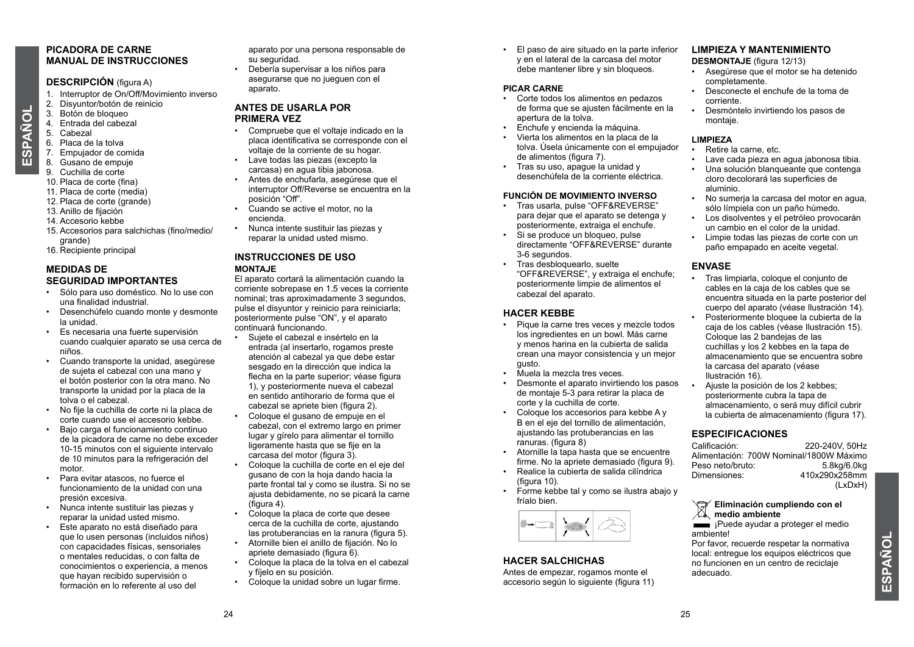## PICADORA DE CARNE
## MANUAL DE INSTRUCCIONES

### DESCRIPCIÓN (figura A)

1. Interruptor de On/Off/Movimiento inverso
2. Disyuntor/botón de reinicio
3. Botón de bloqueo
4. Entrada del cabezal
5. Cabezal
6. Placa de la tolva
7. Empujador de comida
8. Gusano de empuje
9. Cuchilla de corte
10. Placa de corte (fina)
11. Placa de corte (media)
12. Placa de corte (grande)
13. Anillo de fijación
14. Accesorio kebbe
15. Accesorios para salchichas (fino/medio/grande)
16. Recipiente principal

### MEDIDAS DE SEGURIDAD IMPORTANTES

- Sólo para uso doméstico. No lo use con una finalidad industrial.
- Desenchúfelo cuando monte y desmonte la unidad.
- Es necesaria una fuerte supervisión cuando cualquier aparato se usa cerca de niños.
- Cuando transporte la unidad, asegúrese de sujeta el cabezal con una mano y el botón posterior con la otra mano. No transporte la unidad por la placa de la tolva o el cabezal.
- No fije la cuchilla de corte ni la placa de corte cuando use el accesorio kebbe.
- Bajo carga el funcionamiento continuo de la picadora de carne no debe exceder 10-15 minutos con el siguiente intervalo de 10 minutos para la refrigeración del motor.
- Para evitar atascos, no fuerce el funcionamiento de la unidad con una presión excesiva.
- Nunca intente sustituir las piezas y reparar la unidad usted mismo.
- Este aparato no está diseñado para que lo usen personas (incluidos niños) con capacidades físicas, sensoriales o mentales reducidas, o con falta de conocimientos o experiencia, a menos que hayan recibido supervisión o formación en lo referente al uso del aparato por una persona responsable de su seguridad.
- Debería supervisar a los niños para asegurarse que no jueguen con el aparato.

### ANTES DE USARLA POR PRIMERA VEZ

- Compruebe que el voltaje indicado en la placa identificativa se corresponde con el voltaje de la corriente de su hogar.
- Lave todas las piezas (excepto la carcasa) en agua tibia jabonosa.
- Antes de enchufarla, asegúrese que el interruptor Off/Reverse se encuentra en la posición "Off".
- Cuando se active el motor, no la encienda.
- Nunca intente sustituir las piezas y reparar la unidad usted mismo.

### INSTRUCCIONES DE USO

#### MONTAJE

El aparato cortará la alimentación cuando la corriente sobrepase en 1.5 veces la corriente nominal; tras aproximadamente 3 segundos, pulse el disyuntor y reinicio para reiniciarla; posteriormente pulse "ON", y el aparato continuará funcionando.

- Sujete el cabezal e insértelo en la entrada (al insertarlo, rogamos preste atención al cabezal ya que debe estar sesgado en la dirección que indica la flecha en la parte superior; véase figura 1), y posteriormente nueva el cabezal en sentido antihorario de forma que el cabezal se apriete bien (figura 2).
- Coloque el gusano de empuje en el cabezal, con el extremo largo en primer lugar y gírelo para alimentar el tornillo ligeramente hasta que se fije en la carcasa del motor (figura 3).
- Coloque la cuchilla de corte en el eje del gusano de con la hoja dando hacia la parte frontal tal y como se ilustra. Si no se ajusta debidamente, no se picará la carne (figura 4).
- Coloque la placa de corte que desee cerca de la cuchilla de corte, ajustando las protuberancias en la ranura (figura 5).
- Atornille bien el anillo de fijación. No lo apriete demasiado (figura 6).
- Coloque la placa de la tolva en el cabezal y fíjelo en su posición.
- Coloque la unidad sobre un lugar firme.
- El paso de aire situado en la parte inferior y en el lateral de la carcasa del motor debe mantener libre y sin bloqueos.

#### PICAR CARNE

- Corte todos los alimentos en pedazos de forma que se ajusten fácilmente en la apertura de la tolva.
- Enchufe y encienda la máquina.
- Vierta los alimentos en la placa de la tolva. Úsela únicamente con el empujador de alimentos (figura 7).
- Tras su uso, apague la unidad y desenchúfela de la corriente eléctrica.

#### FUNCIÓN DE MOVIMIENTO INVERSO

- Tras usarla, pulse "OFF&REVERSE" para dejar que el aparato se detenga y posteriormente, extraiga el enchufe.
- Si se produce un bloqueo, pulse directamente "OFF&REVERSE" durante 3-6 segundos.
- Tras desbloquearlo, suelte "OFF&REVERSE", y extraiga el enchufe; posteriormente limpie de alimentos el cabezal del aparato.

### HACER KEBBE

- Pique la carne tres veces y mezcle todos los ingredientes en un bowl. Más carne y menos harina en la cubierta de salida crean una mayor consistencia y un mejor gusto.
- Muela la mezcla tres veces.
- Desmonte el aparato invirtiendo los pasos de montaje 5-3 para retirar la placa de corte y la cuchilla de corte.
- Coloque los accesorios para kebbe A y B en el eje del tornillo de alimentación, ajustando las protuberancias en las ranuras. (figura 8)
- Atornille la tapa hasta que se encuentre firme. No la apriete demasiado (figura 9).
- Realice la cubierta de salida cilíndrica (figura 10).
- Forme kebbe tal y como se ilustra abajo y fríalo bien.

### HACER SALCHICHAS

Antes de empezar, rogamos monte el accesorio según lo siguiente (figura 11)

### LIMPIEZA Y MANTENIMIENTO

#### DESMONTAJE (figura 12/13)

- Asegúrese que el motor se ha detenido completamente.
- Desconecte el enchufe de la toma de corriente.
- Desmóntelo invirtiendo los pasos de montaje.

#### LIMPIEZA

- Retire la carne, etc.
- Lave cada pieza en agua jabonosa tibia.
- Una solución blanqueante que contenga cloro decolorará las superficies de aluminio.
- No sumerja la carcasa del motor en agua, sólo límpiela con un paño húmedo.
- Los disolventes y el petróleo provocarán un cambio en el color de la unidad.
- Limpie todas las piezas de corte con un paño empapado en aceite vegetal.

### ENVASE

- Tras limpiarla, coloque el conjunto de cables en la caja de los cables que se encuentra situada en la parte posterior del cuerpo del aparato (véase Ilustración 14).
- Posteriormente bloquee la cubierta de la caja de los cables (véase Ilustración 15). Coloque las 2 bandejas de las cuchillas y los 2 kebbes en la tapa de almacenamiento que se encuentra sobre la carcasa del aparato (véase Ilustración 16).
- Ajuste la posición de los 2 kebbes; posteriormente cubra la tapa de almacenamiento, o será muy difícil cubrir la cubierta de almacenamiento (figura 17).

### ESPECIFICACIONES

| | |
|---|---|
| Calificación: | 220-240V, 50Hz |
| Alimentación: | 700W Nominal/1800W Máximo |
| Peso neto/bruto: | 5.8kg/6.0kg |
| Dimensiones: | 410x290x258mm (LxDxH) |

**Eliminación cumpliendo con el medio ambiente**

¡Puede ayudar a proteger el medio ambiente!

Por favor, recuerde respetar la normativa local: entregue los equipos eléctricos que no funcionen en un centro de reciclaje adecuado.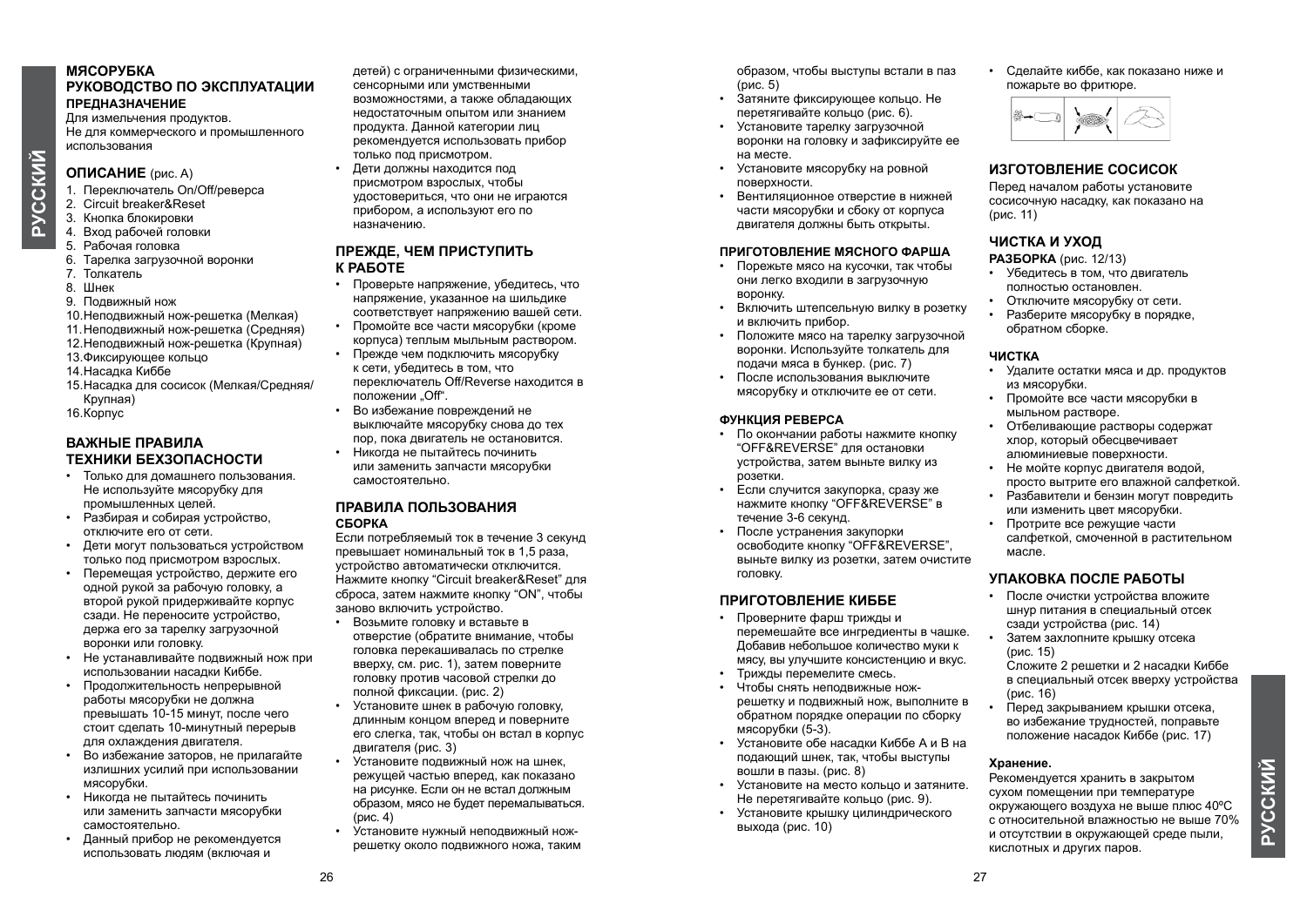# МЯСОРУБКА
## РУКОВОДСТВО ПО ЭКСПЛУАТАЦИИ

**ПРЕДНАЗНАЧЕНИЕ**

Для измельчения продуктов.
Не для коммерческого и промышленного использования

## ОПИСАНИЕ (рис. А)

1. Переключатель On/Off/реверса
2. Circuit breaker&Reset
3. Кнопка блокировки
4. Вход рабочей головки
5. Рабочая головка
6. Тарелка загрузочной воронки
7. Толкатель
8. Шнек
9. Подвижный нож
10. Неподвижный нож-решетка (Мелкая)
11. Неподвижный нож-решетка (Средняя)
12. Неподвижный нож-решетка (Крупная)
13. Фиксирующее кольцо
14. Насадка Киббе
15. Насадка для сосисок (Мелкая/Средняя/Крупная)
16. Корпус

## ВАЖНЫЕ ПРАВИЛА ТЕХНИКИ БЕХЗОПАСНОСТИ

- Только для домашнего пользования. Не используйте мясорубку для промышленных целей.
- Разбирая и собирая устройство, отключите его от сети.
- Дети могут пользоваться устройством только под присмотром взрослых.
- Перемещая устройство, держите его одной рукой за рабочую головку, а второй рукой придерживайте корпус сзади. Не переносите устройство, держа его за тарелку загрузочной воронки или головку.
- Не устанавливайте подвижный нож при использовании насадки Киббе.
- Продолжительность непрерывной работы мясорубки не должна превышать 10-15 минут, после чего стоит сделать 10-минутный перерыв для охлаждения двигателя.
- Во избежание заторов, не прилагайте излишних усилий при использовании мясорубки.
- Никогда не пытайтесь починить или заменить запчасти мясорубки самостоятельно.
- Данный прибор не рекомендуется использовать людям (включая и детей) с ограниченными физическими, сенсорными или умственными возможностями, а также обладающих недостаточным опытом или знанием продукта. Данной категории лиц рекомендуется использовать прибор только под присмотром.
- Дети должны находится под присмотром взрослых, чтобы удостовериться, что они не играются прибором, а используют его по назначению.

## ПРЕЖДЕ, ЧЕМ ПРИСТУПИТЬ К РАБОТЕ

- Проверьте напряжение, убедитесь, что напряжение, указанное на шильдике соответствует напряжению вашей сети.
- Промойте все части мясорубки (кроме корпуса) теплым мыльным раствором.
- Прежде чем подключить мясорубку к сети, убедитесь в том, что переключатель Off/Reverse находится в положении „Off".
- Во избежание повреждений не выключайте мясорубку снова до тех пор, пока двигатель не остановится.
- Никогда не пытайтесь починить или заменить запчасти мясорубки самостоятельно.

## ПРАВИЛА ПОЛЬЗОВАНИЯ

**СБОРКА**

Если потребляемый ток в течение 3 секунд превышает номинальный ток в 1,5 раза, устройство автоматически отключится. Нажмите кнопку "Circuit breaker&Reset" для сброса, затем нажмите кнопку "ON", чтобы заново включить устройство.

- Возьмите головку и вставьте в отверстие (обратите внимание, чтобы головка перекашивалась по стрелке вверху, см. рис. 1), затем поверните головку против часовой стрелки до полной фиксации. (рис. 2)
- Установите шнек в рабочую головку, длинным концом вперед и поверните его слегка, так, чтобы он встал в корпус двигателя (рис. 3)
- Установите подвижный нож на шнек, режущей частью вперед, как показано на рисунке. Если он не встал должным образом, мясо не будет перемалываться. (рис. 4)
- Установите нужный неподвижный нож-решетку около подвижного ножа, таким образом, чтобы выступы встали в паз (рис. 5)
- Затяните фиксирующее кольцо. Не перетягивайте кольцо (рис. 6).
- Установите тарелку загрузочной воронки на головку и зафиксируйте ее на месте.
- Установите мясорубку на ровной поверхности.
- Вентиляционное отверстие в нижней части мясорубки и сбоку от корпуса двигателя должны быть открыты.

**ПРИГОТОВЛЕНИЕ МЯСНОГО ФАРША**

- Порежьте мясо на кусочки, так чтобы они легко входили в загрузочную воронку.
- Включить штепсельную вилку в розетку и включить прибор.
- Положите мясо на тарелку загрузочной воронки. Используйте толкатель для подачи мяса в бункер. (рис. 7)
- После использования выключите мясорубку и отключите ее от сети.

**ФУНКЦИЯ РЕВЕРСА**

- По окончании работы нажмите кнопку "OFF&REVERSE" для остановки устройства, затем выньте вилку из розетки.
- Если случится закупорка, сразу же нажмите кнопку "OFF&REVERSE" в течение 3-6 секунд.
- После устранения закупорки освободите кнопку "OFF&REVERSE", выньте вилку из розетки, затем очистите головку.

## ПРИГОТОВЛЕНИЕ КИББЕ

- Проверните фарш трижды и перемешайте все ингредиенты в чашке. Добавив небольшое количество муки к массе, вы улучшите консистенцию и вкус.
- Трижды перемелите смесь.
- Чтобы снять неподвижные нож-решетку и подвижный нож, выполните в обратном порядке операции по сборку мясорубки (5-3).
- Установите обе насадки Киббе А и В на подающий шнек, так, чтобы выступы вошли в пазы. (рис. 8)
- Установите на место кольцо и затяните. Не перетягивайте кольцо (рис. 9).
- Установите крышку цилиндрического выхода (рис. 10)
- Сделайте киббе, как показано ниже и пожарьте во фритюре.

## ИЗГОТОВЛЕНИЕ СОСИСОК

Перед началом работы установите сосисочную насадку, как показано на (рис. 11)

## ЧИСТКА И УХОД

**РАЗБОРКА** (рис. 12/13)

- Убедитесь в том, что двигатель полностью остановлен.
- Отключите мясорубку от сети.
- Разберите мясорубку в порядке, обратном сборке.

**ЧИСТКА**

- Удалите остатки мяса и др. продуктов из мясорубки.
- Промойте все части мясорубки в мыльном растворе.
- Отбеливающие растворы содержат хлор, который обесцвечивает алюминиевые поверхности.
- Не мойте корпус двигателя водой, просто вытрите его влажной салфеткой.
- Разбавители и бензин могут повредить или изменить цвет мясорубки.
- Протрите все режущие части салфеткой, смоченной в растительном масле.

## УПАКОВКА ПОСЛЕ РАБОТЫ

- После очистки устройства вложите шнур питания в специальный отсек сзади устройства (рис. 14)
- Затем захлопните крышку отсека (рис. 15)
  Сложите 2 решетки и 2 насадки Киббе в специальный отсек вверху устройства (рис. 16)
- Перед закрыванием крышки отсека, во избежание трудностей, поправьте положение насадок Киббе (рис. 17)

**Хранение.**

Рекомендуется хранить в закрытом сухом помещении при температуре окружающего воздуха не выше плюс 40ºC с относительной влажностью не выше 70% и отсутствии в окружающей среде пыли, кислотных и других паров.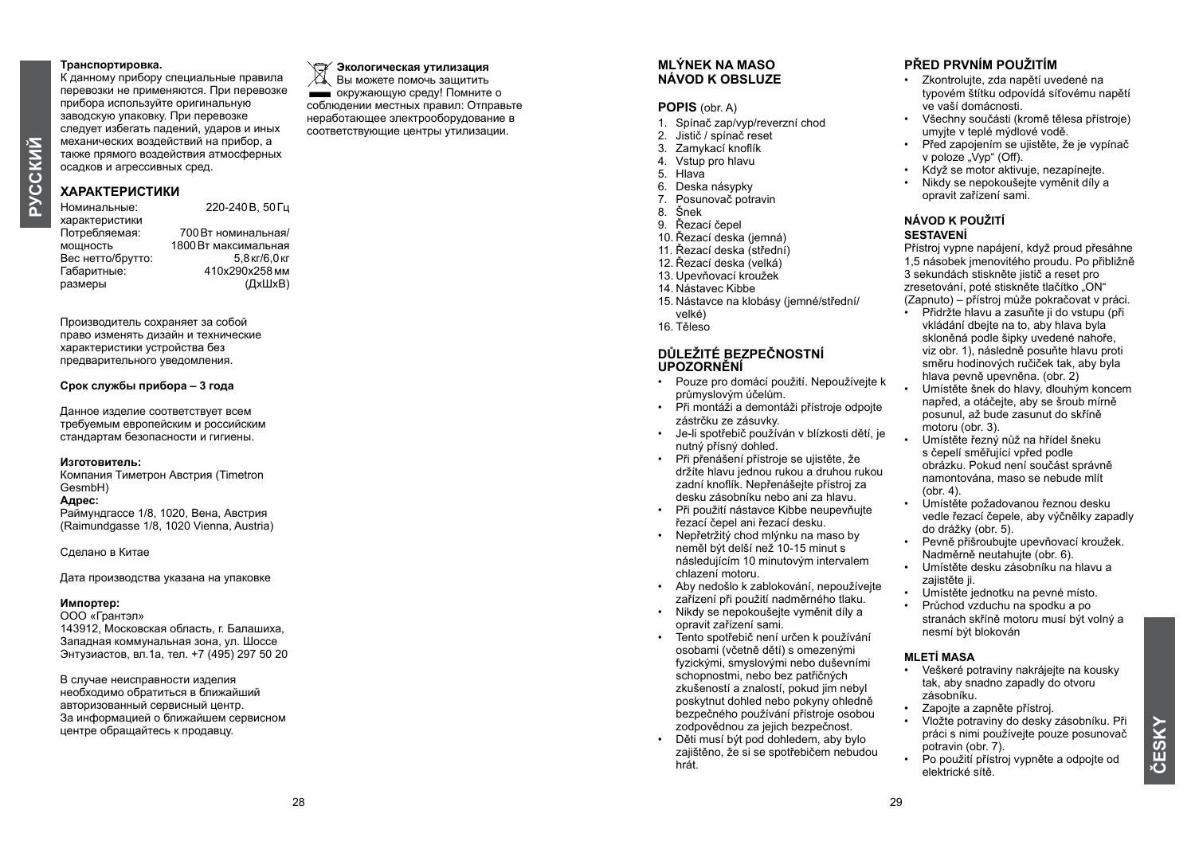**Транспортировка.**
К данному прибору специальные правила перевозки не применяются. При перевозке прибора используйте оригинальную заводскую упаковку. При перевозке следует избегать падений, ударов и иных механических воздействий на прибор, а также прямого воздействия атмосферных осадков и агрессивных сред.

## ХАРАКТЕРИСТИКИ

| | |
|---|---|
| Номинальные: характеристики | 220-240 В, 50 Гц |
| Потребляемая: мощность | 700 Вт номинальная/ 1800 Вт максимальная |
| Вес нетто/брутто: | 5,8 кг/6,0 кг |
| Габаритные: размеры | 410x290x258 мм (ДхШхВ) |

Производитель сохраняет за собой право изменять дизайн и технические характеристики устройства без предварительного уведомления.

**Срок службы прибора – 3 года**

Данное изделие соответствует всем требуемым европейским и российским стандартам безопасности и гигиены.

**Изготовитель:**
Компания Тиметрон Австрия (Timetron GesmbH)
**Адрес:**
Раймундгассе 1/8, 1020, Вена, Австрия (Raimundgasse 1/8, 1020 Vienna, Austria)

Сделано в Китае

Дата производства указана на упаковке

**Импортер:**
ООО «Грантэл»
143912, Московская область, г. Балашиха, Западная коммунальная зона, ул. Шоссе Энтузиастов, вл.1а, тел. +7 (495) 297 50 20

В случае неисправности изделия необходимо обратиться в ближайший авторизованный сервисный центр. За информацией о ближайшем сервисном центре обращайтесь к продавцу.

**Экологическая утилизация**
Вы можете помочь защитить окружающую среду! Помните о соблюдении местных правил: Отправьте неработающее электрооборудование в соответствующие центры утилизации.

## MLÝNEK NA MASO NÁVOD K OBSLUZE

### POPIS (obr. A)

1. Spínač zap/vyp/reverzní chod
2. Jistič / spínač reset
3. Zamykací knoflík
4. Vstup pro hlavu
5. Hlava
6. Deska násypky
7. Posunovač potravin
8. Šnek
9. Řezací čepel
10. Řezací deska (jemná)
11. Řezací deska (střední)
12. Řezací deska (velká)
13. Upevňovací kroužek
14. Nástavec Kibbe
15. Nástavce na klobásy (jemné/střední/velké)
16. Těleso

### DŮLEŽITÉ BEZPEČNOSTNÍ UPOZORNĚNÍ

- Pouze pro domácí použití. Nepoužívejte k průmyslovým účelům.
- Při montáži a demontáži přístroje odpojte zástrčku ze zásuvky.
- Je-li spotřebič používán v blízkosti dětí, je nutný přísný dohled.
- Při přenášení přístroje se ujistěte, že držíte hlavu jednou rukou a druhou rukou zadní knoflík. Nepřenášejte přístroj za desku zásobníku nebo ani za hlavu.
- Při použití nástavce Kibbe neupevňujte řezací čepel ani řezací desku.
- Nepřetržitý chod mlýnku na maso by neměl být delší než 10-15 minut s následujícím 10 minutovým intervalem chlazení motoru.
- Aby nedošlo k zablokování, nepoužívejte zařízení při použití nadměrného tlaku.
- Nikdy se nepokoušejte vyměnit díly a opravit zařízení sami.
- Tento spotřebič není určen k používání osobami (včetně dětí) s omezenými fyzickými, smyslovými nebo duševními schopnostmi, nebo bez patřičných zkušeností a znalostí, pokud jim nebyl poskytnut dohled nebo pokyny ohledně bezpečného používání přístroje osobou zodpovědnou za jejich bezpečnost.
- Děti musí být pod dohledem, aby bylo zajištěno, že si se spotřebičem nebudou hrát.

### PŘED PRVNÍM POUŽITÍM

- Zkontrolujte, zda napětí uvedené na typovém štítku odpovídá síťovému napětí ve vaší domácnosti.
- Všechny součásti (kromě tělesa přístroje) umyjte v teplé mýdlové vodě.
- Před zapojením se ujistěte, že je vypínač v poloze „Vyp" (Off).
- Když se motor aktivuje, nezapínejte.
- Nikdy se nepokoušejte vyměnit díly a opravit zařízení sami.

### NÁVOD K POUŽITÍ

**SESTAVENÍ**

Přístroj vypne napájení, když proud přesáhne 1,5 násobek jmenovitého proudu. Po přibližně 3 sekundách stiskněte jistič a reset pro zresetování, poté stiskněte tlačítko „ON" (Zapnuto) – přístroj může pokračovat v práci.

- Přidržte hlavu a zasuňte ji do vstupu (při vkládání dbejte na to, aby hlava byla skloněná podle šipky uvedené nahoře, viz obr. 1), následně posuňte hlavu proti směru hodinových ručiček tak, aby byla hlava pevně upevněna. (obr. 2)
- Umístěte šnek do hlavy, dlouhým koncem napřed, a otáčejte, aby se šroub mírně posunul, až bude zasunut do skříně motoru (obr. 3).
- Umístěte řezný nůž na hřídel šneku s čepelí směřující vpřed podle obrázku. Pokud není součást správně namontována, maso se nebude mlít (obr. 4).
- Umístěte požadovanou řeznou desku vedle řezací čepele, aby výčnělky zapadly do drážky (obr. 5).
- Pevně přišroubujte upevňovací kroužek. Nadměrně neutahujte (obr. 6).
- Umístěte desku zásobníku na hlavu a zajistěte ji.
- Umístěte jednotku na pevné místo.
- Průchod vzduchu na spodku a po stranách skříně motoru musí být volný a nesmí být blokován

**MLETÍ MASA**

- Veškeré potraviny nakrájejte na kousky tak, aby snadno zapadly do otvoru zásobníku.
- Zapojte a zapněte přístroj.
- Vložte potraviny do desky zásobníku. Při práci s nimi používejte pouze posunovač potravin (obr. 7).
- Po použití přístroj vypněte a odpojte od elektrické sítě.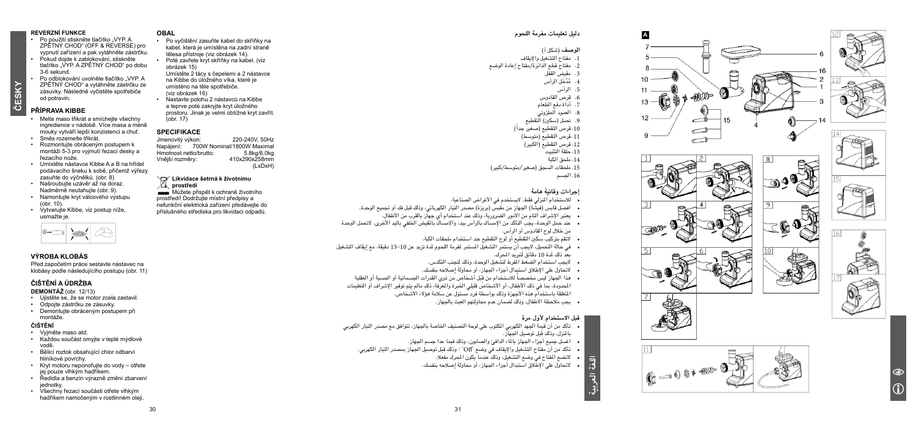## REVERZNÍ FUNKCE

- Po použití stiskněte tlačítko „VYP. A ZPĚTNÝ CHOD" (OFF & REVERSE) pro vypnutí zařízení a pak vytáhněte zástrčku.
- Pokud dojde k zablokování, stiskněte tlačítko „VYP. A ZPĚTNÝ CHOD" po dobu 3-6 sekund.
- Po odblokování uvolněte tlačítko „VYP. A ZPĚTNÝ CHOD" a vytáhněte zástrčku ze zásuvky. Následně vyčistěte spotřebiče od potravin.

## PŘÍPRAVA KIBBE

- Melte maso třikrát a smíchejte všechny ingredience v nádobě. Více masa a méně mouky vytváří lepší konzistenci a chuť.
- Směs rozemelte třikrát.
- Rozmontujte obráceným postupem k montáži 5-3 pro vyjmutí řezací desky a řezacího nože.
- Umístěte nástavce Kibbe A a B na hřídel podávacího šneku k sobě, přičemž výřezy zasuňte do výčnělků. (obr. 8)
- Našroubujte uzávěr až na doraz. Nadměrně neutahujte (obr. 9).
- Namontujte kryt válcového výstupu (obr. 10).
- Vytvarujte Kibbe, viz postup níže, usmažte je.

## VÝROBA KLOBÁS

Před započetím práce sestavte nástavec na klobásy podle následujícího postupu (obr. 11)

## ČIŠTĚNÍ A ÚDRŽBA

**DEMONTÁŽ** (obr. 12/13)

- Ujistěte se, že se motor zcela zastavil.
- Odpojte zástrčku ze zásuvky.
- Demontujte obráceným postupem při montáže.

**ČIŠTĚNÍ**

- Vyjměte maso atd.
- Každou součást omyjte v teplé mýdlové vodě.
- Bělicí roztok obsahující chlor odbarví hliníkové povrchy.
- Kryt motoru neponořujte do vody – otřete jej pouze vlhkým hadříkem.
- Ředidla a benzín výrazně změní zbarvení jednotky.
- Všechny řezací součásti otřete vlhkým hadříkem namočeným v rostlinném oleji.

## OBAL

- Po vyčištění zasuňte kabel do skříňky na kabel, která je umístěna na zadní straně tělesa přístroje (viz obrázek 14).
- Poté zavřete kryt skříňky na kabel. (viz obrázek 15)
  Umístěte 2 tácy s čepelemi a 2 nástavce na Kibbe do úložného víka, které je umístěno na těle spotřebiče. (viz obrázek 16)
- Nastavte polohu 2 nástavců na Kibbe a teprve poté zakryjte kryt úložného prostoru. Jinak je velmi obtížné kryt zavřít. (obr. 17)

## SPECIFIKACE

| | |
|---|---|
| Jmenovitý výkon: | 220-240V, 50Hz |
| Napájení: | 700W Nominal/1800W Maximal |
| Hmotnost netto/brutto: | 5.8kg/6.0kg |
| Vnější rozměry: | 410x290x258mm (LxDxH) |

**Likvidace šetrná k životnímu prostředí**

Můžete přispět k ochraně životního prostředí! Dodržujte místní předpisy a nefunkční elektrická zařízení předávejte do příslušného střediska pro likvidaci odpadů.

## دليل تعليمات مفرمة اللحوم

**الوصف** (شكل أ)

1. مفتاح التشغيل والإيقاف
2. مفتاح قطع الدائرة/مفتاح إعادة الوضع
3. مقبض القفل
4. مُدْخَل الرأس
5. الرأس
6. قرص القادوس
7. أداة دفع الطعام
8. العمود الحلزوني
9. نصل (سكين) التقطيع
10. قرص التقطيع (صغير جداً)
11. قرص التقطيع (متوسط)
12. قرص التقطيع (الكبير)
13. حلقة التثبيت
14. ملحق الكبة
15. ملحقات السجق (صغير/متوسط/كبير)
16. الجسم

### إجراءات وقائية هامة

- للاستخدام المنزلي فقط، لايستخدم في الأغراض الصناعية.
- افصل قابس (فيشة) الجهاز من مقبس (بريزة) مصدر التيار الكهربائي، وذلك قبل فك أو تجميع الوحدة.
- يعتبر الإشراف التام من الأمور الضرورية، وذلك عند استخدام أي جهاز بالقرب من الأطفال.
- عند حمل الوحدة، يجب التأكد من الإمساك بالرأس بيد، والإمساك بالمقبض الخلفي باليد الأخرى. لاتحمل الوحدة من خلال لوح القادوس أو الرأس.
- لاتقم بتركيب سكين التقطيع أو لوح التقطيع عند استخدام ملحقات الكبة.
- في حالة التحميل، لايجب أن يستمر التشغيل المستمر لمفرمة اللحوم لمدة تزيد عن 10-15 دقيقة، مع إيقاف التشغيل بعد ذلك لمدة 10 دقائق لتبريد المحرك.
- لايجب استخدام الضغط المفرط لتشغيل الوحدة، وذلك لتجنب التكدس.
- لاتحاول على الإطلاق استبدال أجزاء الجهاز، أو محاولة إصلاحه بنفسك.
- هذا الجهاز ليس مخصصاً للاستخدام من قبل أشخاص من ذوي القدرات الجسمانية أو الحسية أو العقلية المحدودة، بما في ذلك الأطفال، أو الأشخاص قليلي الخبرة والمعرفة، ذلك مالم يتم توفير الإشراف أو التعليمات المتعلقة باستخدام هذه الأجهزة وذلك بواسطة فرد مسئول عن سلامة هؤلاء الأشخاص.
- يجب ملاحظة الأطفال، وذلك لضمان عدم محاولتهم العبث بالجهاز.

### قبل الاستخدام لأول مرة

- تأكد من أن قيمة الجهد الكهربي المكتوب على لوحة التصنيف الخاصة بالجهاز، تتوافق مع مصدر التيار الكهربي بالمنزل، وذلك قبل توصيل الجهاز.
- اغسل جميع أجزاء الجهاز بالماء الدافئ والصابون، وذلك فيما عدا جسم الجهاز.
- تأكد من أن مفتاح التشغيل والإيقاف في وضع 'Off'، وذلك قبل توصيل الجهاز بمصدر التيار الكهربي.
- لاتضع المفتاح في وضع التشغيل، وذلك عندما يكون المحرك مقفلاً.
- لاتحاول على الإطلاق استبدال أجزاء الجهاز، أو محاولة إصلاحه بنفسك.